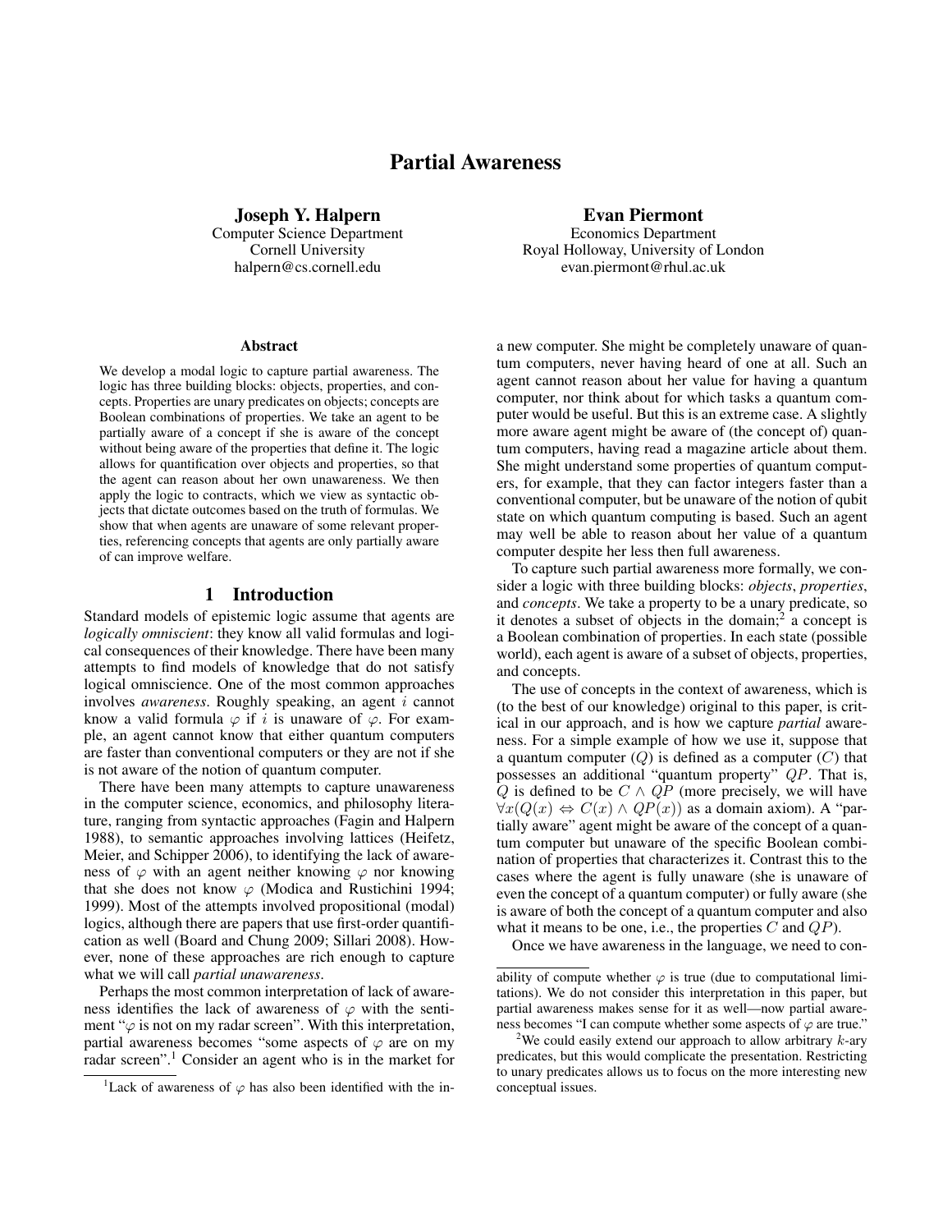# Partial Awareness

**Joseph Y. Halpern**
Computer Science Department
Cornell University
halpern@cs.cornell.edu

**Evan Piermont**
Economics Department
Royal Holloway, University of London
evan.piermont@rhul.ac.uk

### Abstract

We develop a modal logic to capture partial awareness. The logic has three building blocks: objects, properties, and concepts. Properties are unary predicates on objects; concepts are Boolean combinations of properties. We take an agent to be partially aware of a concept if she is aware of the concept without being aware of the properties that define it. The logic allows for quantification over objects and properties, so that the agent can reason about her own unawareness. We then apply the logic to contracts, which we view as syntactic objects that dictate outcomes based on the truth of formulas. We show that when agents are unaware of some relevant properties, referencing concepts that agents are only partially aware of can improve welfare.

## 1 Introduction

Standard models of epistemic logic assume that agents are *logically omniscient*: they know all valid formulas and logical consequences of their knowledge. There have been many attempts to find models of knowledge that do not satisfy logical omniscience. One of the most common approaches involves *awareness*. Roughly speaking, an agent $i$ cannot know a valid formula $\varphi$ if $i$ is unaware of $\varphi$. For example, an agent cannot know that either quantum computers are faster than conventional computers or they are not if she is not aware of the notion of quantum computer.

There have been many attempts to capture unawareness in the computer science, economics, and philosophy literature, ranging from syntactic approaches (Fagin and Halpern 1988), to semantic approaches involving lattices (Heifetz, Meier, and Schipper 2006), to identifying the lack of awareness of $\varphi$ with an agent neither knowing $\varphi$ nor knowing that she does not know $\varphi$ (Modica and Rustichini 1994; 1999). Most of the attempts involved propositional (modal) logics, although there are papers that use first-order quantification as well (Board and Chung 2009; Sillari 2008). However, none of these approaches are rich enough to capture what we will call *partial unawareness*.

Perhaps the most common interpretation of lack of awareness identifies the lack of awareness of $\varphi$ with the sentiment "$\varphi$ is not on my radar screen". With this interpretation, partial awareness becomes "some aspects of $\varphi$ are on my radar screen".[1] Consider an agent who is in the market for a new computer. She might be completely unaware of quantum computers, never having heard of one at all. Such an agent cannot reason about her value for having a quantum computer, nor think about for which tasks a quantum computer would be useful. But this is an extreme case. A slightly more aware agent might be aware of (the concept of) quantum computers, having read a magazine article about them. She might understand some properties of quantum computers, for example, that they can factor integers faster than a conventional computer, but be unaware of the notion of qubit state on which quantum computing is based. Such an agent may well be able to reason about her value of a quantum computer despite her less then full awareness.

To capture such partial awareness more formally, we consider a logic with three building blocks: *objects*, *properties*, and *concepts*. We take a property to be a unary predicate, so it denotes a subset of objects in the domain;[2] a concept is a Boolean combination of properties. In each state (possible world), each agent is aware of a subset of objects, properties, and concepts.

The use of concepts in the context of awareness, which is (to the best of our knowledge) original to this paper, is critical in our approach, and is how we capture *partial* awareness. For a simple example of how we use it, suppose that a quantum computer ($Q$) is defined as a computer ($C$) that possesses an additional "quantum property" $QP$. That is, $Q$ is defined to be $C \wedge QP$ (more precisely, we will have $\forall x(Q(x) \Leftrightarrow C(x) \wedge QP(x))$ as a domain axiom). A "partially aware" agent might be aware of the concept of a quantum computer but unaware of the specific Boolean combination of properties that characterizes it. Contrast this to the cases where the agent is fully unaware (she is unaware of even the concept of a quantum computer) or fully aware (she is aware of both the concept of a quantum computer and also what it means to be one, i.e., the properties $C$ and $QP$).

Once we have awareness in the language, we need to con-

---

[1] Lack of awareness of $\varphi$ has also been identified with the inability of compute whether $\varphi$ is true (due to computational limitations). We do not consider this interpretation in this paper, but partial awareness makes sense for it as well—now partial awareness becomes "I can compute whether some aspects of $\varphi$ are true."

[2] We could easily extend our approach to allow arbitrary $k$-ary predicates, but this would complicate the presentation. Restricting to unary predicates allows us to focus on the more interesting new conceptual issues.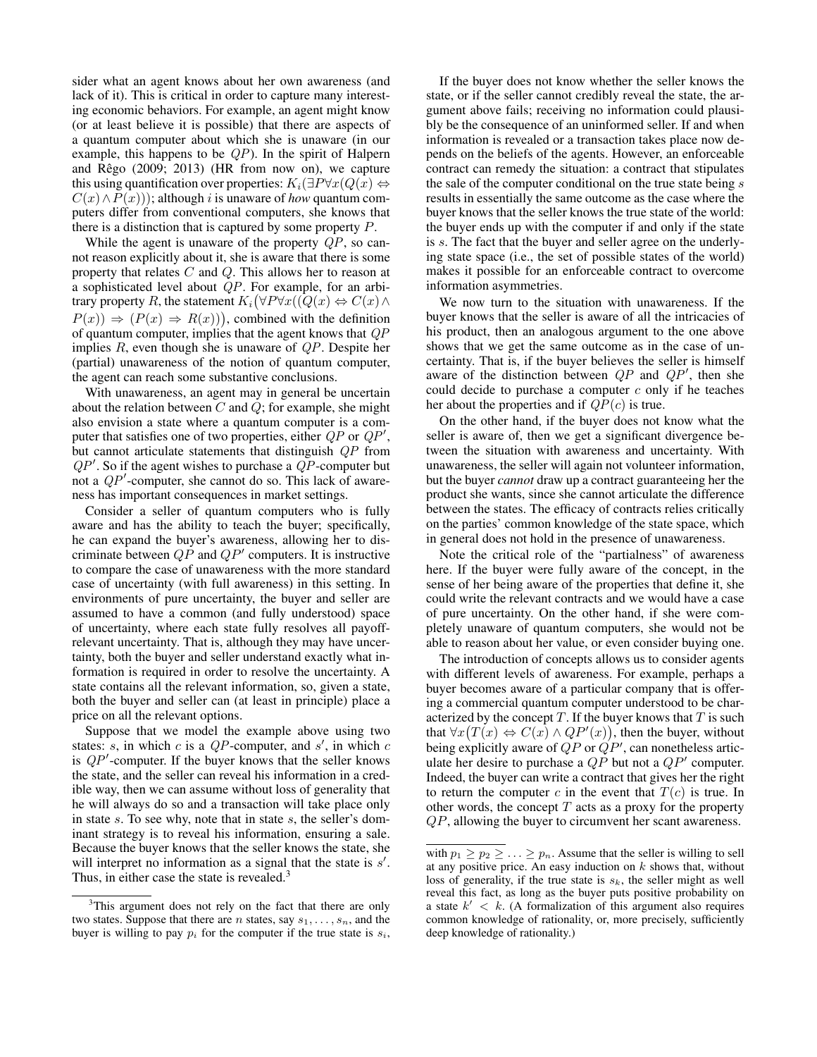sider what an agent knows about her own awareness (and lack of it). This is critical in order to capture many interesting economic behaviors. For example, an agent might know (or at least believe it is possible) that there are aspects of a quantum computer about which she is unaware (in our example, this happens to be $QP$). In the spirit of Halpern and Rêgo (2009; 2013) (HR from now on), we capture this using quantification over properties: $K_i(\exists P \forall x(Q(x) \Leftrightarrow C(x) \wedge P(x)))$; although $i$ is unaware of *how* quantum computers differ from conventional computers, she knows that there is a distinction that is captured by some property $P$.

While the agent is unaware of the property $QP$, so cannot reason explicitly about it, she is aware that there is some property that relates $C$ and $Q$. This allows her to reason at a sophisticated level about $QP$. For example, for an arbitrary property $R$, the statement $K_i\big(\forall P \forall x((Q(x) \Leftrightarrow C(x) \wedge P(x)) \Rightarrow (P(x) \Rightarrow R(x))\big)$, combined with the definition of quantum computer, implies that the agent knows that $QP$ implies $R$, even though she is unaware of $QP$. Despite her (partial) unawareness of the notion of quantum computer, the agent can reach some substantive conclusions.

With unawareness, an agent may in general be uncertain about the relation between $C$ and $Q$; for example, she might also envision a state where a quantum computer is a computer that satisfies one of two properties, either $QP$ or $QP'$, but cannot articulate statements that distinguish $QP$ from $QP'$. So if the agent wishes to purchase a $QP$-computer but not a $QP'$-computer, she cannot do so. This lack of awareness has important consequences in market settings.

Consider a seller of quantum computers who is fully aware and has the ability to teach the buyer; specifically, he can expand the buyer's awareness, allowing her to discriminate between $QP$ and $QP'$ computers. It is instructive to compare the case of unawareness with the more standard case of uncertainty (with full awareness) in this setting. In environments of pure uncertainty, the buyer and seller are assumed to have a common (and fully understood) space of uncertainty, where each state fully resolves all payoff-relevant uncertainty. That is, although they may have uncertainty, both the buyer and seller understand exactly what information is required in order to resolve the uncertainty. A state contains all the relevant information, so, given a state, both the buyer and seller can (at least in principle) place a price on all the relevant options.

Suppose that we model the example above using two states: $s$, in which $c$ is a $QP$-computer, and $s'$, in which $c$ is $QP'$-computer. If the buyer knows that the seller knows the state, and the seller can reveal his information in a credible way, then we can assume without loss of generality that he will always do so and a transaction will take place only in state $s$. To see why, note that in state $s$, the seller's dominant strategy is to reveal his information, ensuring a sale. Because the buyer knows that the seller knows the state, she will interpret no information as a signal that the state is $s'$. Thus, in either case the state is revealed.[3]

If the buyer does not know whether the seller knows the state, or if the seller cannot credibly reveal the state, the argument above fails; receiving no information could plausibly be the consequence of an uninformed seller. If and when information is revealed or a transaction takes place now depends on the beliefs of the agents. However, an enforceable contract can remedy the situation: a contract that stipulates the sale of the computer conditional on the true state being $s$ results in essentially the same outcome as the case where the buyer knows that the seller knows the true state of the world: the buyer ends up with the computer if and only if the state is $s$. The fact that the buyer and seller agree on the underlying state space (i.e., the set of possible states of the world) makes it possible for an enforceable contract to overcome information asymmetries.

We now turn to the situation with unawareness. If the buyer knows that the seller is aware of all the intricacies of his product, then an analogous argument to the one above shows that we get the same outcome as in the case of uncertainty. That is, if the buyer believes the seller is himself aware of the distinction between $QP$ and $QP'$, then she could decide to purchase a computer $c$ only if he teaches her about the properties and if $QP(c)$ is true.

On the other hand, if the buyer does not know what the seller is aware of, then we get a significant divergence between the situation with awareness and uncertainty. With unawareness, the seller will again not volunteer information, but the buyer *cannot* draw up a contract guaranteeing her the product she wants, since she cannot articulate the difference between the states. The efficacy of contracts relies critically on the parties' common knowledge of the state space, which in general does not hold in the presence of unawareness.

Note the critical role of the "partialness" of awareness here. If the buyer were fully aware of the concept, in the sense of her being aware of the properties that define it, she could write the relevant contracts and we would have a case of pure uncertainty. On the other hand, if she were completely unaware of quantum computers, she would not be able to reason about her value, or even consider buying one.

The introduction of concepts allows us to consider agents with different levels of awareness. For example, perhaps a buyer becomes aware of a particular company that is offering a commercial quantum computer understood to be characterized by the concept $T$. If the buyer knows that $T$ is such that $\forall x\big(T(x) \Leftrightarrow C(x) \wedge QP'(x)\big)$, then the buyer, without being explicitly aware of $QP$ or $QP'$, can nonetheless articulate her desire to purchase a $QP$ but not a $QP'$ computer. Indeed, the buyer can write a contract that gives her the right to return the computer $c$ in the event that $T(c)$ is true. In other words, the concept $T$ acts as a proxy for the property $QP$, allowing the buyer to circumvent her scant awareness.

---

[3] This argument does not rely on the fact that there are only two states. Suppose that there are $n$ states, say $s_1, \ldots, s_n$, and the buyer is willing to pay $p_i$ for the computer if the true state is $s_i$, with $p_1 \geq p_2 \geq \ldots \geq p_n$. Assume that the seller is willing to sell at any positive price. An easy induction on $k$ shows that, without loss of generality, if the true state is $s_k$, the seller might as well reveal this fact, as long as the buyer puts positive probability on a state $k' < k$. (A formalization of this argument also requires common knowledge of rationality, or, more precisely, sufficiently deep knowledge of rationality.)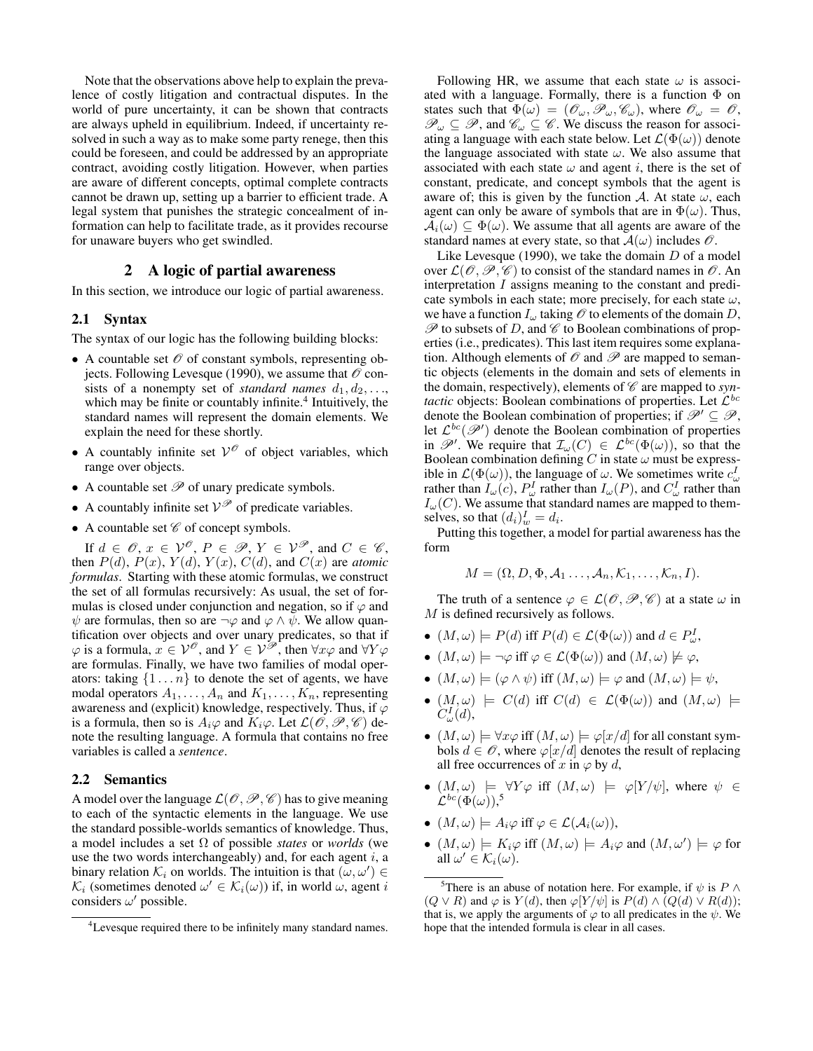Note that the observations above help to explain the prevalence of costly litigation and contractual disputes. In the world of pure uncertainty, it can be shown that contracts are always upheld in equilibrium. Indeed, if uncertainty resolved in such a way as to make some party renege, then this could be foreseen, and could be addressed by an appropriate contract, avoiding costly litigation. However, when parties are aware of different concepts, optimal complete contracts cannot be drawn up, setting up a barrier to efficient trade. A legal system that punishes the strategic concealment of information can help to facilitate trade, as it provides recourse for unaware buyers who get swindled.

## 2 A logic of partial awareness

In this section, we introduce our logic of partial awareness.

### 2.1 Syntax

The syntax of our logic has the following building blocks:

- A countable set $\mathscr{O}$ of constant symbols, representing objects. Following Levesque (1990), we assume that $\mathscr{O}$ consists of a nonempty set of *standard names* $d_1, d_2, \ldots$, which may be finite or countably infinite.[4] Intuitively, the standard names will represent the domain elements. We explain the need for these shortly.
- A countably infinite set $\mathcal{V}^{\mathscr{O}}$ of object variables, which range over objects.
- A countable set $\mathscr{P}$ of unary predicate symbols.
- A countably infinite set $\mathcal{V}^{\mathscr{P}}$ of predicate variables.
- A countable set $\mathscr{C}$ of concept symbols.

If $d \in \mathscr{O}$, $x \in \mathcal{V}^{\mathscr{O}}$, $P \in \mathscr{P}$, $Y \in \mathcal{V}^{\mathscr{P}}$, and $C \in \mathscr{C}$, then $P(d)$, $P(x)$, $Y(d)$, $Y(x)$, $C(d)$, and $C(x)$ are *atomic formulas*. Starting with these atomic formulas, we construct the set of all formulas recursively: As usual, the set of formulas is closed under conjunction and negation, so if $\varphi$ and $\psi$ are formulas, then so are $\neg\varphi$ and $\varphi \wedge \psi$. We allow quantification over objects and over unary predicates, so that if $\varphi$ is a formula, $x \in \mathcal{V}^{\mathscr{O}}$, and $Y \in \mathcal{V}^{\mathscr{P}}$, then $\forall x \varphi$ and $\forall Y \varphi$ are formulas. Finally, we have two families of modal operators: taking $\{1 \ldots n\}$ to denote the set of agents, we have modal operators $A_1, \ldots, A_n$ and $K_1, \ldots, K_n$, representing awareness and (explicit) knowledge, respectively. Thus, if $\varphi$ is a formula, then so is $A_i\varphi$ and $K_i\varphi$. Let $\mathcal{L}(\mathscr{O}, \mathscr{P}, \mathscr{C})$ denote the resulting language. A formula that contains no free variables is called a *sentence*.

### 2.2 Semantics

A model over the language $\mathcal{L}(\mathscr{O}, \mathscr{P}, \mathscr{C})$ has to give meaning to each of the syntactic elements in the language. We use the standard possible-worlds semantics of knowledge. Thus, a model includes a set $\Omega$ of possible *states* or *worlds* (we use the two words interchangeably) and, for each agent $i$, a binary relation $\mathcal{K}_i$ on worlds. The intuition is that $(\omega, \omega') \in \mathcal{K}_i$ (sometimes denoted $\omega' \in \mathcal{K}_i(\omega)$) if, in world $\omega$, agent $i$ considers $\omega'$ possible.

Following HR, we assume that each state $\omega$ is associated with a language. Formally, there is a function $\Phi$ on states such that $\Phi(\omega) = (\mathscr{O}_\omega, \mathscr{P}_\omega, \mathscr{C}_\omega)$, where $\mathscr{O}_\omega = \mathscr{O}$, $\mathscr{P}_\omega \subseteq \mathscr{P}$, and $\mathscr{C}_\omega \subseteq \mathscr{C}$. We discuss the reason for associating a language with each state below. Let $\mathcal{L}(\Phi(\omega))$ denote the language associated with state $\omega$. We also assume that associated with each state $\omega$ and agent $i$, there is the set of constant, predicate, and concept symbols that the agent is aware of; this is given by the function $\mathcal{A}$. At state $\omega$, each agent can only be aware of symbols that are in $\Phi(\omega)$. Thus, $\mathcal{A}_i(\omega) \subseteq \Phi(\omega)$. We assume that all agents are aware of the standard names at every state, so that $\mathcal{A}(\omega)$ includes $\mathscr{O}$.

Like Levesque (1990), we take the domain $D$ of a model over $\mathcal{L}(\mathscr{O}, \mathscr{P}, \mathscr{C})$ to consist of the standard names in $\mathscr{O}$. An interpretation $I$ assigns meaning to the constant and predicate symbols in each state; more precisely, for each state $\omega$, we have a function $I_\omega$ taking $\mathscr{O}$ to elements of the domain $D$, $\mathscr{P}$ to subsets of $D$, and $\mathscr{C}$ to Boolean combinations of properties (i.e., predicates). This last item requires some explanation. Although elements of $\mathscr{O}$ and $\mathscr{P}$ are mapped to semantic objects (elements in the domain and sets of elements in the domain, respectively), elements of $\mathscr{C}$ are mapped to *syntactic* objects: Boolean combinations of properties. Let $\mathcal{L}^{bc}$ denote the Boolean combination of properties; if $\mathscr{P}' \subseteq \mathscr{P}$, let $\mathcal{L}^{bc}(\mathscr{P}')$ denote the Boolean combination of properties in $\mathscr{P}'$. We require that $\mathcal{I}_\omega(C) \in \mathcal{L}^{bc}(\Phi(\omega))$, so that the Boolean combination defining $C$ in state $\omega$ must be expressible in $\mathcal{L}(\Phi(\omega))$, the language of $\omega$. We sometimes write $c^I_\omega$ rather than $I_\omega(c)$, $P^I_\omega$ rather than $I_\omega(P)$, and $C^I_\omega$ rather than $I_\omega(C)$. We assume that standard names are mapped to themselves, so that $(d_i)^I_w = d_i$.

Putting this together, a model for partial awareness has the form

$$M = (\Omega, D, \Phi, \mathcal{A}_1 \ldots, \mathcal{A}_n, \mathcal{K}_1, \ldots, \mathcal{K}_n, I).$$

The truth of a sentence $\varphi \in \mathcal{L}(\mathscr{O}, \mathscr{P}, \mathscr{C})$ at a state $\omega$ in $M$ is defined recursively as follows.

- $(M, \omega) \models P(d)$ iff $P(d) \in \mathcal{L}(\Phi(\omega))$ and $d \in P^I_\omega$,
- $(M, \omega) \models \neg\varphi$ iff $\varphi \in \mathcal{L}(\Phi(\omega))$ and $(M, \omega) \not\models \varphi$,
- $(M, \omega) \models (\varphi \wedge \psi)$ iff $(M, \omega) \models \varphi$ and $(M, \omega) \models \psi$,
- $(M, \omega) \models C(d)$ iff $C(d) \in \mathcal{L}(\Phi(\omega))$ and $(M, \omega) \models C^I_\omega(d)$,
- $(M, \omega) \models \forall x \varphi$ iff $(M, \omega) \models \varphi[x/d]$ for all constant symbols $d \in \mathscr{O}$, where $\varphi[x/d]$ denotes the result of replacing all free occurrences of $x$ in $\varphi$ by $d$,
- $(M, \omega) \models \forall Y \varphi$ iff $(M, \omega) \models \varphi[Y/\psi]$, where $\psi \in \mathcal{L}^{bc}(\Phi(\omega))$,[5]
- $(M, \omega) \models A_i\varphi$ iff $\varphi \in \mathcal{L}(\mathcal{A}_i(\omega))$,
- $(M, \omega) \models K_i\varphi$ iff $(M, \omega) \models A_i\varphi$ and $(M, \omega') \models \varphi$ for all $\omega' \in \mathcal{K}_i(\omega)$.

[4] Levesque required there to be infinitely many standard names.

[5] There is an abuse of notation here. For example, if $\psi$ is $P \wedge (Q \vee R)$ and $\varphi$ is $Y(d)$, then $\varphi[Y/\psi]$ is $P(d) \wedge (Q(d) \vee R(d))$; that is, we apply the arguments of $\varphi$ to all predicates in the $\psi$. We hope that the intended formula is clear in all cases.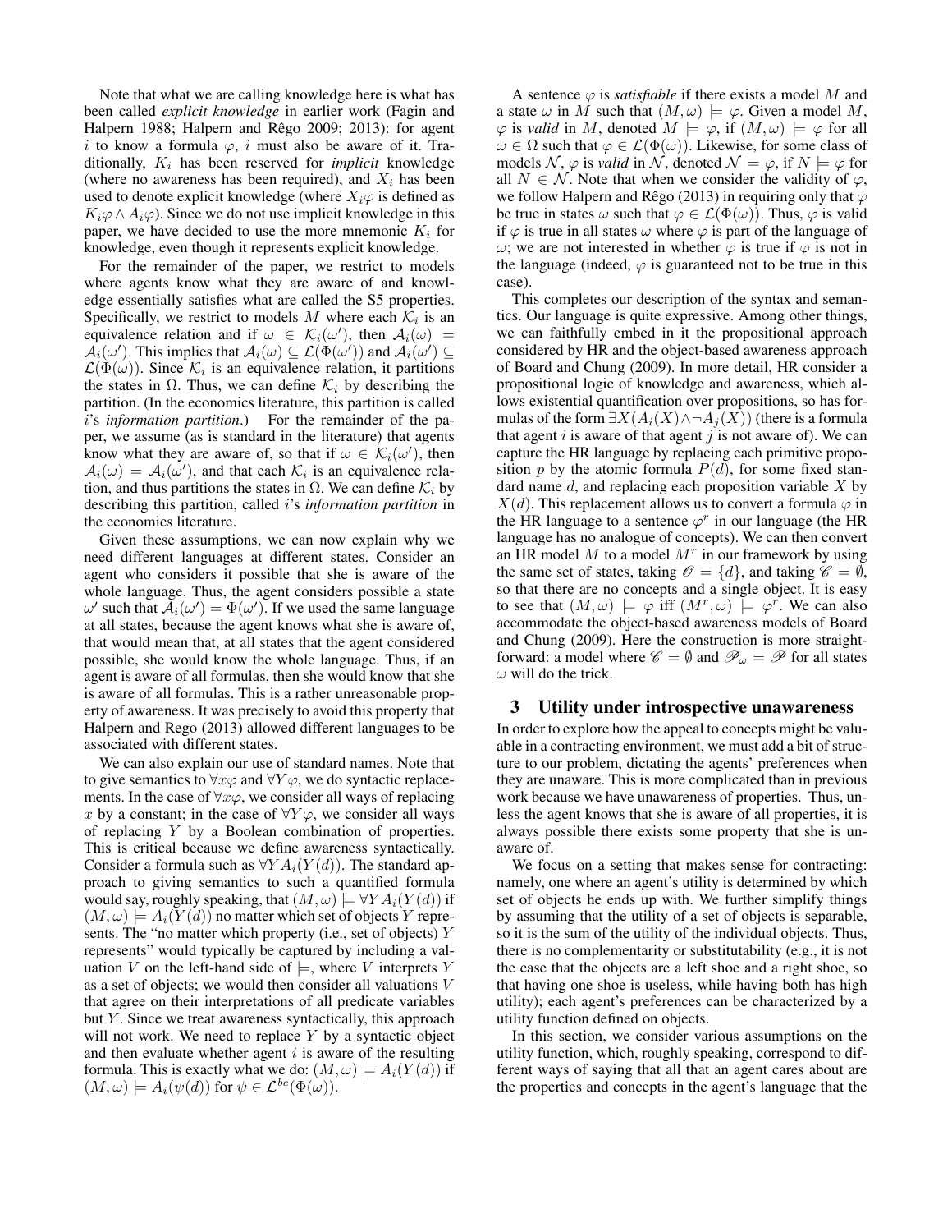Note that what we are calling knowledge here is what has been called *explicit knowledge* in earlier work (Fagin and Halpern 1988; Halpern and Rêgo 2009; 2013): for agent $i$ to know a formula $\varphi$, $i$ must also be aware of it. Traditionally, $K_i$ has been reserved for *implicit* knowledge (where no awareness has been required), and $X_i$ has been used to denote explicit knowledge (where $X_i\varphi$ is defined as $K_i\varphi \wedge A_i\varphi$). Since we do not use implicit knowledge in this paper, we have decided to use the more mnemonic $K_i$ for knowledge, even though it represents explicit knowledge.

For the remainder of the paper, we restrict to models where agents know what they are aware of and knowledge essentially satisfies what are called the S5 properties. Specifically, we restrict to models $M$ where each $\mathcal{K}_i$ is an equivalence relation and if $\omega \in \mathcal{K}_i(\omega')$, then $\mathcal{A}_i(\omega) = \mathcal{A}_i(\omega')$. This implies that $\mathcal{A}_i(\omega) \subseteq \mathcal{L}(\Phi(\omega'))$ and $\mathcal{A}_i(\omega') \subseteq \mathcal{L}(\Phi(\omega))$. Since $\mathcal{K}_i$ is an equivalence relation, it partitions the states in $\Omega$. Thus, we can define $\mathcal{K}_i$ by describing the partition. (In the economics literature, this partition is called $i$'s *information partition*.) For the remainder of the paper, we assume (as is standard in the literature) that agents know what they are aware of, so that if $\omega \in \mathcal{K}_i(\omega')$, then $\mathcal{A}_i(\omega) = \mathcal{A}_i(\omega')$, and that each $\mathcal{K}_i$ is an equivalence relation, and thus partitions the states in $\Omega$. We can define $\mathcal{K}_i$ by describing this partition, called $i$'s *information partition* in the economics literature.

Given these assumptions, we can now explain why we need different languages at different states. Consider an agent who considers it possible that she is aware of the whole language. Thus, the agent considers possible a state $\omega'$ such that $\mathcal{A}_i(\omega') = \Phi(\omega')$. If we used the same language at all states, because the agent knows what she is aware of, that would mean that, at all states that the agent considered possible, she would know the whole language. Thus, if an agent is aware of all formulas, then she would know that she is aware of all formulas. This is a rather unreasonable property of awareness. It was precisely to avoid this property that Halpern and Rego (2013) allowed different languages to be associated with different states.

We can also explain our use of standard names. Note that to give semantics to $\forall x\varphi$ and $\forall Y\varphi$, we do syntactic replacements. In the case of $\forall x\varphi$, we consider all ways of replacing $x$ by a constant; in the case of $\forall Y\varphi$, we consider all ways of replacing $Y$ by a Boolean combination of properties. This is critical because we define awareness syntactically. Consider a formula such as $\forall Y A_i(Y(d))$. The standard approach to giving semantics to such a quantified formula would say, roughly speaking, that $(M,\omega) \models \forall Y A_i(Y(d))$ if $(M,\omega) \models A_i(Y(d))$ no matter which set of objects $Y$ represents. The "no matter which property (i.e., set of objects) $Y$ represents" would typically be captured by including a valuation $V$ on the left-hand side of $\models$, where $V$ interprets $Y$ as a set of objects; we would then consider all valuations $V$ that agree on their interpretations of all predicate variables but $Y$. Since we treat awareness syntactically, this approach will not work. We need to replace $Y$ by a syntactic object and then evaluate whether agent $i$ is aware of the resulting formula. This is exactly what we do: $(M,\omega) \models A_i(Y(d))$ if $(M,\omega) \models A_i(\psi(d))$ for $\psi \in \mathcal{L}^{bc}(\Phi(\omega))$.

A sentence $\varphi$ is *satisfiable* if there exists a model $M$ and a state $\omega$ in $M$ such that $(M,\omega) \models \varphi$. Given a model $M$, $\varphi$ is *valid* in $M$, denoted $M \models \varphi$, if $(M,\omega) \models \varphi$ for all $\omega \in \Omega$ such that $\varphi \in \mathcal{L}(\Phi(\omega))$. Likewise, for some class of models $\mathcal{N}$, $\varphi$ is *valid* in $\mathcal{N}$, denoted $\mathcal{N} \models \varphi$, if $N \models \varphi$ for all $N \in \mathcal{N}$. Note that when we consider the validity of $\varphi$, we follow Halpern and Rêgo (2013) in requiring only that $\varphi$ be true in states $\omega$ such that $\varphi \in \mathcal{L}(\Phi(\omega))$. Thus, $\varphi$ is valid if $\varphi$ is true in all states $\omega$ where $\varphi$ is part of the language of $\omega$; we are not interested in whether $\varphi$ is true if $\varphi$ is not in the language (indeed, $\varphi$ is guaranteed not to be true in this case).

This completes our description of the syntax and semantics. Our language is quite expressive. Among other things, we can faithfully embed in it the propositional approach considered by HR and the object-based awareness approach of Board and Chung (2009). In more detail, HR consider a propositional logic of knowledge and awareness, which allows existential quantification over propositions, so has formulas of the form $\exists X(A_i(X) \wedge \neg A_j(X))$ (there is a formula that agent $i$ is aware of that agent $j$ is not aware of). We can capture the HR language by replacing each primitive proposition $p$ by the atomic formula $P(d)$, for some fixed standard name $d$, and replacing each proposition variable $X$ by $X(d)$. This replacement allows us to convert a formula $\varphi$ in the HR language to a sentence $\varphi^r$ in our language (the HR language has no analogue of concepts). We can then convert an HR model $M$ to a model $M^r$ in our framework by using the same set of states, taking $\mathscr{O} = \{d\}$, and taking $\mathscr{C} = \emptyset$, so that there are no concepts and a single object. It is easy to see that $(M,\omega) \models \varphi$ iff $(M^r,\omega) \models \varphi^r$. We can also accommodate the object-based awareness models of Board and Chung (2009). Here the construction is more straightforward: a model where $\mathscr{C} = \emptyset$ and $\mathscr{P}_\omega = \mathscr{P}$ for all states $\omega$ will do the trick.

## 3 Utility under introspective unawareness

In order to explore how the appeal to concepts might be valuable in a contracting environment, we must add a bit of structure to our problem, dictating the agents' preferences when they are unaware. This is more complicated than in previous work because we have unawareness of properties. Thus, unless the agent knows that she is aware of all properties, it is always possible there exists some property that she is unaware of.

We focus on a setting that makes sense for contracting: namely, one where an agent's utility is determined by which set of objects he ends up with. We further simplify things by assuming that the utility of a set of objects is separable, so it is the sum of the utility of the individual objects. Thus, there is no complementarity or substitutability (e.g., it is not the case that the objects are a left shoe and a right shoe, so that having one shoe is useless, while having both has high utility); each agent's preferences can be characterized by a utility function defined on objects.

In this section, we consider various assumptions on the utility function, which, roughly speaking, correspond to different ways of saying that all that an agent cares about are the properties and concepts in the agent's language that the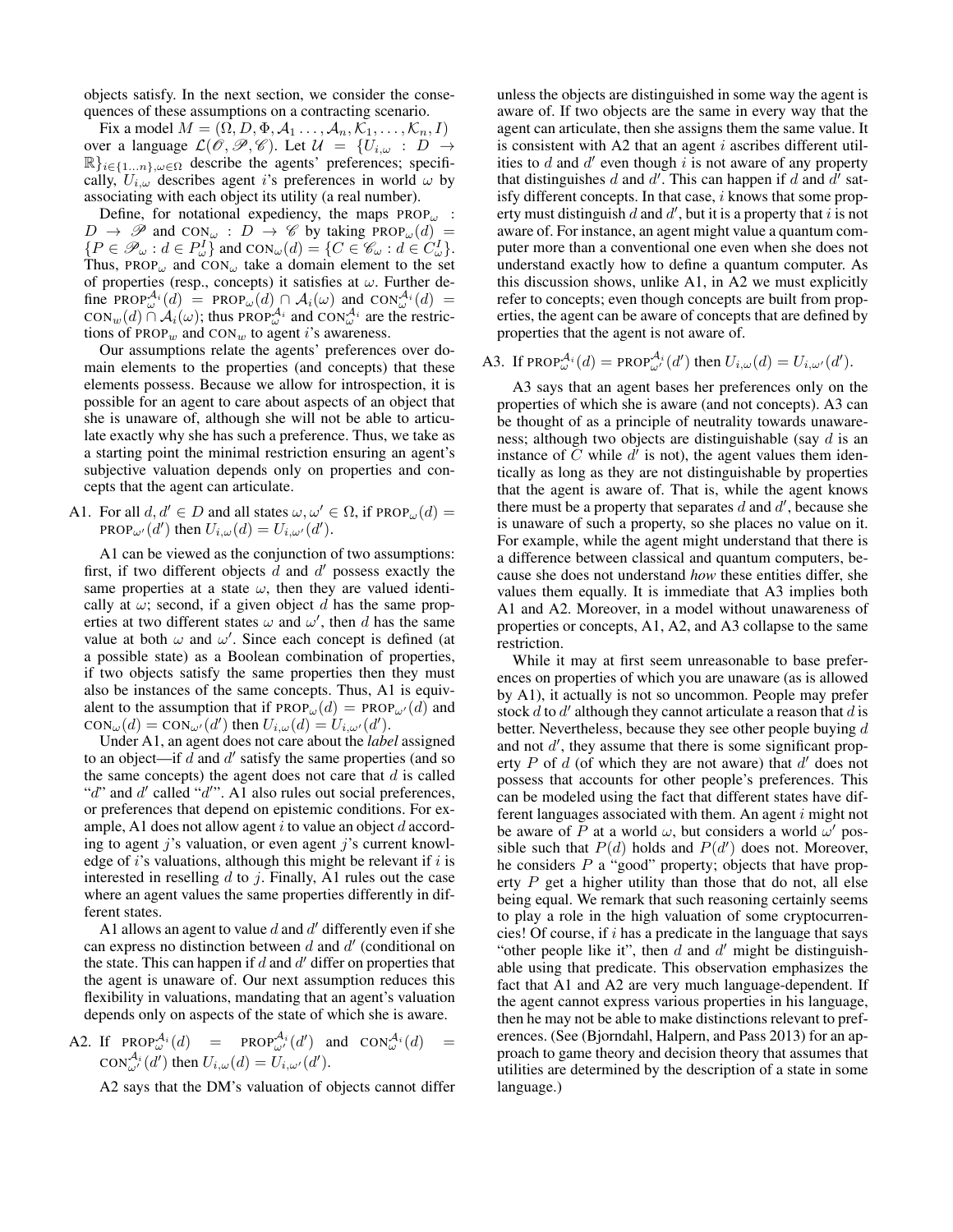objects satisfy. In the next section, we consider the consequences of these assumptions on a contracting scenario.

Fix a model $M = (\Omega, D, \Phi, \mathcal{A}_1 \ldots, \mathcal{A}_n, \mathcal{K}_1, \ldots, \mathcal{K}_n, I)$ over a language $\mathcal{L}(\mathscr{O}, \mathscr{P}, \mathscr{C})$. Let $\mathcal{U} = \{U_{i,\omega} : D \to \mathbb{R}\}_{i \in \{1 \ldots n\}, \omega \in \Omega}$ describe the agents' preferences; specifically, $U_{i,\omega}$ describes agent $i$'s preferences in world $\omega$ by associating with each object its utility (a real number).

Define, for notational expediency, the maps $\text{PROP}_\omega : D \to \mathscr{P}$ and $\text{CON}_\omega : D \to \mathscr{C}$ by taking $\text{PROP}_\omega(d) = \{P \in \mathscr{P}_\omega : d \in P^I_\omega\}$ and $\text{CON}_\omega(d) = \{C \in \mathscr{C}_\omega : d \in C^I_\omega\}$. Thus, $\text{PROP}_\omega$ and $\text{CON}_\omega$ take a domain element to the set of properties (resp., concepts) it satisfies at $\omega$. Further define $\text{PROP}^{\mathcal{A}_i}_\omega(d) = \text{PROP}_\omega(d) \cap \mathcal{A}_i(\omega)$ and $\text{CON}^{\mathcal{A}_i}_\omega(d) = \text{CON}_w(d) \cap \mathcal{A}_i(\omega)$; thus $\text{PROP}^{\mathcal{A}_i}_\omega$ and $\text{CON}^{\mathcal{A}_i}_\omega$ are the restrictions of $\text{PROP}_w$ and $\text{CON}_w$ to agent $i$'s awareness.

Our assumptions relate the agents' preferences over domain elements to the properties (and concepts) that these elements possess. Because we allow for introspection, it is possible for an agent to care about aspects of an object that she is unaware of, although she will not be able to articulate exactly why she has such a preference. Thus, we take as a starting point the minimal restriction ensuring an agent's subjective valuation depends only on properties and concepts that the agent can articulate.

A1. For all $d, d' \in D$ and all states $\omega, \omega' \in \Omega$, if $\text{PROP}_\omega(d) = \text{PROP}_{\omega'}(d')$ then $U_{i,\omega}(d) = U_{i,\omega'}(d')$.

A1 can be viewed as the conjunction of two assumptions: first, if two different objects $d$ and $d'$ possess exactly the same properties at a state $\omega$, then they are valued identically at $\omega$; second, if a given object $d$ has the same properties at two different states $\omega$ and $\omega'$, then $d$ has the same value at both $\omega$ and $\omega'$. Since each concept is defined (at a possible state) as a Boolean combination of properties, if two objects satisfy the same properties then they must also be instances of the same concepts. Thus, A1 is equivalent to the assumption that if $\text{PROP}_\omega(d) = \text{PROP}_{\omega'}(d)$ and $\text{CON}_\omega(d) = \text{CON}_{\omega'}(d')$ then $U_{i,\omega}(d) = U_{i,\omega'}(d')$.

Under A1, an agent does not care about the *label* assigned to an object—if $d$ and $d'$ satisfy the same properties (and so the same concepts) the agent does not care that $d$ is called "$d$" and $d'$ called "$d'$". A1 also rules out social preferences, or preferences that depend on epistemic conditions. For example, A1 does not allow agent $i$ to value an object $d$ according to agent $j$'s valuation, or even agent $j$'s current knowledge of $i$'s valuations, although this might be relevant if $i$ is interested in reselling $d$ to $j$. Finally, A1 rules out the case where an agent values the same properties differently in different states.

A1 allows an agent to value $d$ and $d'$ differently even if she can express no distinction between $d$ and $d'$ (conditional on the state. This can happen if $d$ and $d'$ differ on properties that the agent is unaware of. Our next assumption reduces this flexibility in valuations, mandating that an agent's valuation depends only on aspects of the state of which she is aware.

A2. If $\text{PROP}^{\mathcal{A}_i}_\omega(d) = \text{PROP}^{\mathcal{A}_i}_{\omega'}(d')$ and $\text{CON}^{\mathcal{A}_i}_\omega(d) = \text{CON}^{\mathcal{A}_i}_{\omega'}(d')$ then $U_{i,\omega}(d) = U_{i,\omega'}(d')$.

A2 says that the DM's valuation of objects cannot differ unless the objects are distinguished in some way the agent is aware of. If two objects are the same in every way that the agent can articulate, then she assigns them the same value. It is consistent with A2 that an agent $i$ ascribes different utilities to $d$ and $d'$ even though $i$ is not aware of any property that distinguishes $d$ and $d'$. This can happen if $d$ and $d'$ satisfy different concepts. In that case, $i$ knows that some property must distinguish $d$ and $d'$, but it is a property that $i$ is not aware of. For instance, an agent might value a quantum computer more than a conventional one even when she does not understand exactly how to define a quantum computer. As this discussion shows, unlike A1, in A2 we must explicitly refer to concepts; even though concepts are built from properties, the agent can be aware of concepts that are defined by properties that the agent is not aware of.

A3. If $\text{PROP}^{\mathcal{A}_i}_\omega(d) = \text{PROP}^{\mathcal{A}_i}_{\omega'}(d')$ then $U_{i,\omega}(d) = U_{i,\omega'}(d')$.

A3 says that an agent bases her preferences only on the properties of which she is aware (and not concepts). A3 can be thought of as a principle of neutrality towards unawareness; although two objects are distinguishable (say $d$ is an instance of $C$ while $d'$ is not), the agent values them identically as long as they are not distinguishable by properties that the agent is aware of. That is, while the agent knows there must be a property that separates $d$ and $d'$, because she is unaware of such a property, so she places no value on it. For example, while the agent might understand that there is a difference between classical and quantum computers, because she does not understand *how* these entities differ, she values them equally. It is immediate that A3 implies both A1 and A2. Moreover, in a model without unawareness of properties or concepts, A1, A2, and A3 collapse to the same restriction.

While it may at first seem unreasonable to base preferences on properties of which you are unaware (as is allowed by A1), it actually is not so uncommon. People may prefer stock $d$ to $d'$ although they cannot articulate a reason that $d$ is better. Nevertheless, because they see other people buying $d$ and not $d'$, they assume that there is some significant property $P$ of $d$ (of which they are not aware) that $d'$ does not possess that accounts for other people's preferences. This can be modeled using the fact that different states have different languages associated with them. An agent $i$ might not be aware of $P$ at a world $\omega$, but considers a world $\omega'$ possible such that $P(d)$ holds and $P(d')$ does not. Moreover, he considers $P$ a "good" property; objects that have property $P$ get a higher utility than those that do not, all else being equal. We remark that such reasoning certainly seems to play a role in the high valuation of some cryptocurrencies! Of course, if $i$ has a predicate in the language that says "other people like it", then $d$ and $d'$ might be distinguishable using that predicate. This observation emphasizes the fact that A1 and A2 are very much language-dependent. If the agent cannot express various properties in his language, then he may not be able to make distinctions relevant to preferences. (See (Bjorndahl, Halpern, and Pass 2013) for an approach to game theory and decision theory that assumes that utilities are determined by the description of a state in some language.)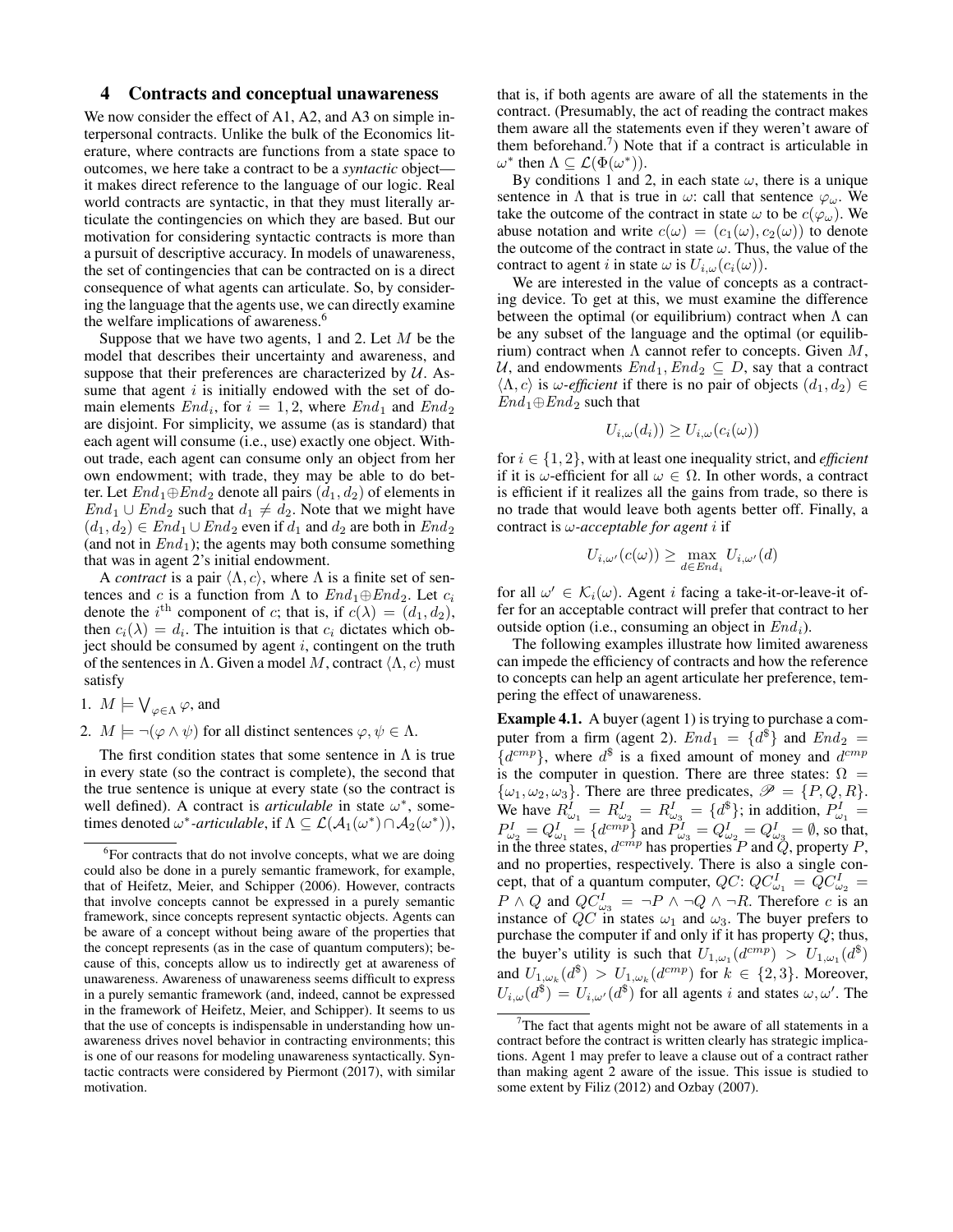## 4 Contracts and conceptual unawareness

We now consider the effect of A1, A2, and A3 on simple interpersonal contracts. Unlike the bulk of the Economics literature, where contracts are functions from a state space to outcomes, we here take a contract to be a *syntactic* object—it makes direct reference to the language of our logic. Real world contracts are syntactic, in that they must literally articulate the contingencies on which they are based. But our motivation for considering syntactic contracts is more than a pursuit of descriptive accuracy. In models of unawareness, the set of contingencies that can be contracted on is a direct consequence of what agents can articulate. So, by considering the language that the agents use, we can directly examine the welfare implications of awareness.[6]

Suppose that we have two agents, 1 and 2. Let $M$ be the model that describes their uncertainty and awareness, and suppose that their preferences are characterized by $\mathcal{U}$. Assume that agent $i$ is initially endowed with the set of domain elements $End_i$, for $i = 1, 2$, where $End_1$ and $End_2$ are disjoint. For simplicity, we assume (as is standard) that each agent will consume (i.e., use) exactly one object. Without trade, each agent can consume only an object from her own endowment; with trade, they may be able to do better. Let $End_1 \oplus End_2$ denote all pairs $(d_1, d_2)$ of elements in $End_1 \cup End_2$ such that $d_1 \neq d_2$. Note that we might have $(d_1, d_2) \in End_1 \cup End_2$ even if $d_1$ and $d_2$ are both in $End_2$ (and not in $End_1$); the agents may both consume something that was in agent 2's initial endowment.

A *contract* is a pair $\langle \Lambda, c \rangle$, where $\Lambda$ is a finite set of sentences and $c$ is a function from $\Lambda$ to $End_1 \oplus End_2$. Let $c_i$ denote the $i^{\text{th}}$ component of $c$; that is, if $c(\lambda) = (d_1, d_2)$, then $c_i(\lambda) = d_i$. The intuition is that $c_i$ dictates which object should be consumed by agent $i$, contingent on the truth of the sentences in $\Lambda$. Given a model $M$, contract $\langle \Lambda, c \rangle$ must satisfy

1. $M \models \bigvee_{\varphi \in \Lambda} \varphi$, and
2. $M \models \neg(\varphi \wedge \psi)$ for all distinct sentences $\varphi, \psi \in \Lambda$.

The first condition states that some sentence in $\Lambda$ is true in every state (so the contract is complete), the second that the true sentence is unique at every state (so the contract is well defined). A contract is *articulable* in state $\omega^*$, sometimes denoted $\omega^*$-*articulable*, if $\Lambda \subseteq \mathcal{L}(\mathcal{A}_1(\omega^*) \cap \mathcal{A}_2(\omega^*))$, that is, if both agents are aware of all the statements in the contract. (Presumably, the act of reading the contract makes them aware all the statements even if they weren't aware of them beforehand.[7]) Note that if a contract is articulable in $\omega^*$ then $\Lambda \subseteq \mathcal{L}(\Phi(\omega^*))$.

By conditions 1 and 2, in each state $\omega$, there is a unique sentence in $\Lambda$ that is true in $\omega$: call that sentence $\varphi_\omega$. We take the outcome of the contract in state $\omega$ to be $c(\varphi_\omega)$. We abuse notation and write $c(\omega) = (c_1(\omega), c_2(\omega))$ to denote the outcome of the contract in state $\omega$. Thus, the value of the contract to agent $i$ in state $\omega$ is $U_{i,\omega}(c_i(\omega))$.

We are interested in the value of concepts as a contracting device. To get at this, we must examine the difference between the optimal (or equilibrium) contract when $\Lambda$ can be any subset of the language and the optimal (or equilibrium) contract when $\Lambda$ cannot refer to concepts. Given $M$, $\mathcal{U}$, and endowments $End_1, End_2 \subseteq D$, say that a contract $\langle \Lambda, c \rangle$ is $\omega$-*efficient* if there is no pair of objects $(d_1, d_2) \in End_1 \oplus End_2$ such that

$$U_{i,\omega}(d_i)) \geq U_{i,\omega}(c_i(\omega))$$

for $i \in \{1, 2\}$, with at least one inequality strict, and *efficient* if it is $\omega$-efficient for all $\omega \in \Omega$. In other words, a contract is efficient if it realizes all the gains from trade, so there is no trade that would leave both agents better off. Finally, a contract is $\omega$-*acceptable for agent* $i$ if

$$U_{i,\omega'}(c(\omega)) \geq \max_{d \in End_i} U_{i,\omega'}(d)$$

for all $\omega' \in \mathcal{K}_i(\omega)$. Agent $i$ facing a take-it-or-leave-it offer for an acceptable contract will prefer that contract to her outside option (i.e., consuming an object in $End_i$).

The following examples illustrate how limited awareness can impede the efficiency of contracts and how the reference to concepts can help an agent articulate her preference, tempering the effect of unawareness.

**Example 4.1.** A buyer (agent 1) is trying to purchase a computer from a firm (agent 2). $End_1 = \{d^{\$}\}$ and $End_2 = \{d^{cmp}\}$, where $d^{\$}$ is a fixed amount of money and $d^{cmp}$ is the computer in question. There are three states: $\Omega = \{\omega_1, \omega_2, \omega_3\}$. There are three predicates, $\mathscr{P} = \{P, Q, R\}$. We have $R^I_{\omega_1} = R^I_{\omega_2} = R^I_{\omega_3} = \{d^{\$}\}$; in addition, $P^I_{\omega_1} = P^I_{\omega_2} = Q^I_{\omega_1} = \{d^{cmp}\}$ and $P^I_{\omega_3} = Q^I_{\omega_2} = Q^I_{\omega_3} = \emptyset$, so that, in the three states, $d^{cmp}$ has properties $P$ and $Q$, property $P$, and no properties, respectively. There is also a single concept, that of a quantum computer, $QC$: $QC^I_{\omega_1} = QC^I_{\omega_2} = P \wedge Q$ and $QC^I_{\omega_3} = \neg P \wedge \neg Q \wedge \neg R$. Therefore $c$ is an instance of $QC$ in states $\omega_1$ and $\omega_3$. The buyer prefers to purchase the computer if and only if it has property $Q$; thus, the buyer's utility is such that $U_{1,\omega_1}(d^{cmp}) > U_{1,\omega_1}(d^{\$})$ and $U_{1,\omega_k}(d^{\$}) > U_{1,\omega_k}(d^{cmp})$ for $k \in \{2, 3\}$. Moreover, $U_{i,\omega}(d^{\$}) = U_{i,\omega'}(d^{\$})$ for all agents $i$ and states $\omega, \omega'$. The

---

[6] For contracts that do not involve concepts, what we are doing could also be done in a purely semantic framework, for example, that of Heifetz, Meier, and Schipper (2006). However, contracts that involve concepts cannot be expressed in a purely semantic framework, since concepts represent syntactic objects. Agents can be aware of a concept without being aware of the properties that the concept represents (as in the case of quantum computers); because of this, concepts allow us to indirectly get at awareness of unawareness. Awareness of unawareness seems difficult to express in a purely semantic framework (and, indeed, cannot be expressed in the framework of Heifetz, Meier, and Schipper). It seems to us that the use of concepts is indispensable in understanding how unawareness drives novel behavior in contracting environments; this is one of our reasons for modeling unawareness syntactically. Syntactic contracts were considered by Piermont (2017), with similar motivation.

[7] The fact that agents might not be aware of all statements in a contract before the contract is written clearly has strategic implications. Agent 1 may prefer to leave a clause out of a contract rather than making agent 2 aware of the issue. This issue is studied to some extent by Filiz (2012) and Ozbay (2007).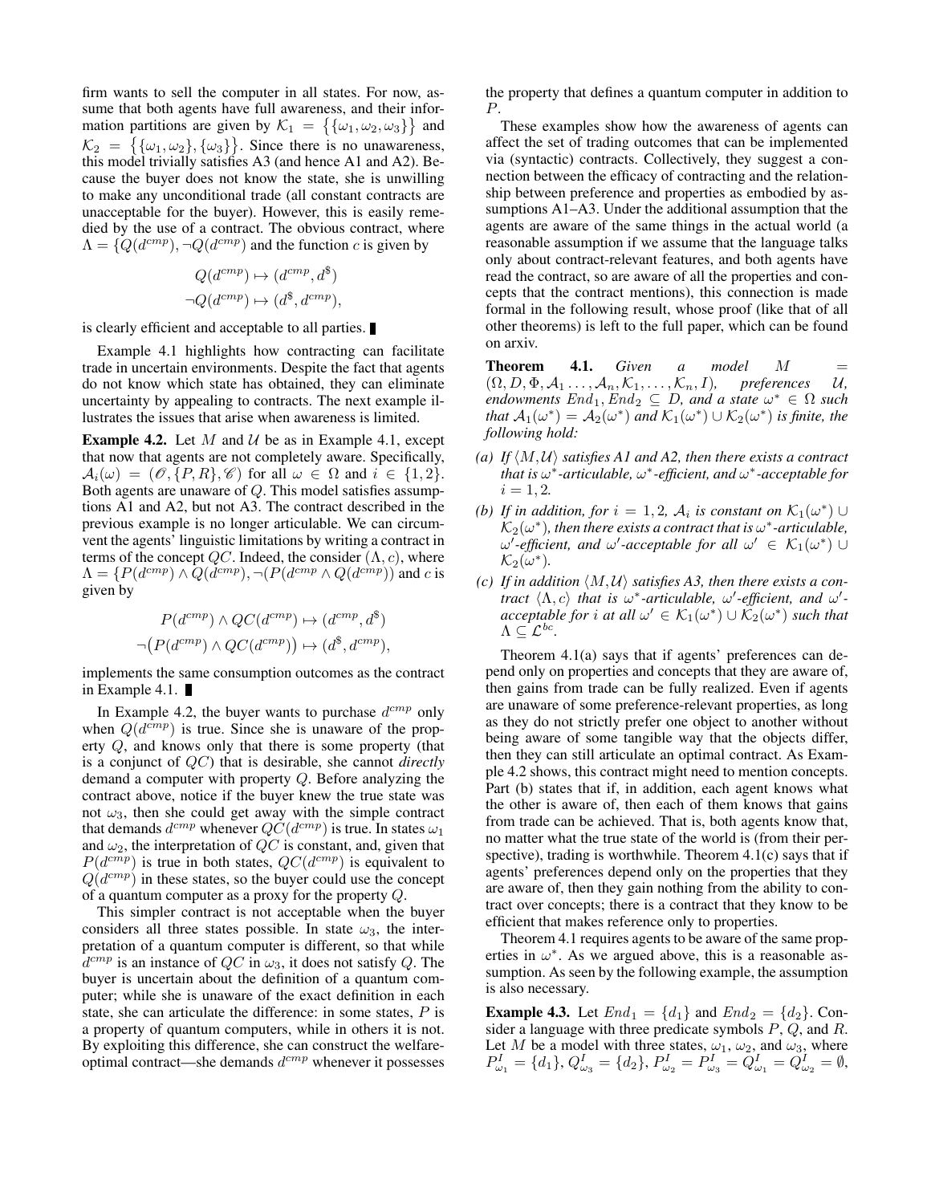firm wants to sell the computer in all states. For now, assume that both agents have full awareness, and their information partitions are given by $\mathcal{K}_1 = \{\{\omega_1, \omega_2, \omega_3\}\}$ and $\mathcal{K}_2 = \{\{\omega_1, \omega_2\}, \{\omega_3\}\}$. Since there is no unawareness, this model trivially satisfies A3 (and hence A1 and A2). Because the buyer does not know the state, she is unwilling to make any unconditional trade (all constant contracts are unacceptable for the buyer). However, this is easily remedied by the use of a contract. The obvious contract, where $\Lambda = \{Q(d^{cmp}), \neg Q(d^{cmp})\}$ and the function $c$ is given by

$$Q(d^{cmp}) \mapsto (d^{cmp}, d^{\$})$$
$$\neg Q(d^{cmp}) \mapsto (d^{\$}, d^{cmp}),$$

is clearly efficient and acceptable to all parties. ∎

Example 4.1 highlights how contracting can facilitate trade in uncertain environments. Despite the fact that agents do not know which state has obtained, they can eliminate uncertainty by appealing to contracts. The next example illustrates the issues that arise when awareness is limited.

**Example 4.2.** Let $M$ and $\mathcal{U}$ be as in Example 4.1, except that now that agents are not completely aware. Specifically, $\mathcal{A}_i(\omega) = (\mathscr{O}, \{P, R\}, \mathscr{C})$ for all $\omega \in \Omega$ and $i \in \{1,2\}$. Both agents are unaware of $Q$. This model satisfies assumptions A1 and A2, but not A3. The contract described in the previous example is no longer articulable. We can circumvent the agents' linguistic limitations by writing a contract in terms of the concept $QC$. Indeed, the consider $(\Lambda, c)$, where $\Lambda = \{P(d^{cmp}) \wedge Q(d^{cmp}), \neg(P(d^{cmp} \wedge Q(d^{cmp}))\}$ and $c$ is given by

$$P(d^{cmp}) \wedge QC(d^{cmp}) \mapsto (d^{cmp}, d^{\$})$$
$$\neg\big(P(d^{cmp}) \wedge QC(d^{cmp})\big) \mapsto (d^{\$}, d^{cmp}),$$

implements the same consumption outcomes as the contract in Example 4.1. ∎

In Example 4.2, the buyer wants to purchase $d^{cmp}$ only when $Q(d^{cmp})$ is true. Since she is unaware of the property $Q$, and knows only that there is some property (that is a conjunct of $QC$) that is desirable, she cannot *directly* demand a computer with property $Q$. Before analyzing the contract above, notice if the buyer knew the true state was not $\omega_3$, then she could get away with the simple contract that demands $d^{cmp}$ whenever $QC(d^{cmp})$ is true. In states $\omega_1$ and $\omega_2$, the interpretation of $QC$ is constant, and, given that $P(d^{cmp})$ is true in both states, $QC(d^{cmp})$ is equivalent to $Q(d^{cmp})$ in these states, so the buyer could use the concept of a quantum computer as a proxy for the property $Q$.

This simpler contract is not acceptable when the buyer considers all three states possible. In state $\omega_3$, the interpretation of a quantum computer is different, so that while $d^{cmp}$ is an instance of $QC$ in $\omega_3$, it does not satisfy $Q$. The buyer is uncertain about the definition of a quantum computer; while she is unaware of the exact definition in each state, she can articulate the difference: in some states, $P$ is a property of quantum computers, while in others it is not. By exploiting this difference, she can construct the welfare-optimal contract—she demands $d^{cmp}$ whenever it possesses the property that defines a quantum computer in addition to $P$.

These examples show how the awareness of agents can affect the set of trading outcomes that can be implemented via (syntactic) contracts. Collectively, they suggest a connection between the efficacy of contracting and the relationship between preference and properties as embodied by assumptions A1–A3. Under the additional assumption that the agents are aware of the same things in the actual world (a reasonable assumption if we assume that the language talks only about contract-relevant features, and both agents have read the contract, so are aware of all the properties and concepts that the contract mentions), this connection is made formal in the following result, whose proof (like that of all other theorems) is left to the full paper, which can be found on arxiv.

**Theorem 4.1.** *Given a model $M = (\Omega, D, \Phi, \mathcal{A}_1 \ldots, \mathcal{A}_n, \mathcal{K}_1, \ldots, \mathcal{K}_n, I)$, preferences $\mathcal{U}$, endowments $End_1, End_2 \subseteq D$, and a state $\omega^* \in \Omega$ such that $\mathcal{A}_1(\omega^*) = \mathcal{A}_2(\omega^*)$ and $\mathcal{K}_1(\omega^*) \cup \mathcal{K}_2(\omega^*)$ is finite, the following hold:*

*(a) If $\langle M, \mathcal{U}\rangle$ satisfies A1 and A2, then there exists a contract that is $\omega^*$-articulable, $\omega^*$-efficient, and $\omega^*$-acceptable for $i = 1, 2$.*

*(b) If in addition, for $i = 1, 2$, $\mathcal{A}_i$ is constant on $\mathcal{K}_1(\omega^*) \cup \mathcal{K}_2(\omega^*)$, then there exists a contract that is $\omega^*$-articulable, $\omega'$-efficient, and $\omega'$-acceptable for all $\omega' \in \mathcal{K}_1(\omega^*) \cup \mathcal{K}_2(\omega^*)$.*

*(c) If in addition $\langle M, \mathcal{U}\rangle$ satisfies A3, then there exists a contract $\langle \Lambda, c\rangle$ that is $\omega^*$-articulable, $\omega'$-efficient, and $\omega'$-acceptable for $i$ at all $\omega' \in \mathcal{K}_1(\omega^*) \cup \mathcal{K}_2(\omega^*)$ such that $\Lambda \subseteq \mathcal{L}^{bc}$.*

Theorem 4.1(a) says that if agents' preferences can depend only on properties and concepts that they are aware of, then gains from trade can be fully realized. Even if agents are unaware of some preference-relevant properties, as long as they do not strictly prefer one object to another without being aware of some tangible way that the objects differ, then they can still articulate an optimal contract. As Example 4.2 shows, this contract might need to mention concepts. Part (b) states that if, in addition, each agent knows what the other is aware of, then each of them knows that gains from trade can be achieved. That is, both agents know that, no matter what the true state of the world is (from their perspective), trading is worthwhile. Theorem 4.1(c) says that if agents' preferences depend only on the properties that they are aware of, then they gain nothing from the ability to contract over concepts; there is a contract that they know to be efficient that makes reference only to properties.

Theorem 4.1 requires agents to be aware of the same properties in $\omega^*$. As we argued above, this is a reasonable assumption. As seen by the following example, the assumption is also necessary.

**Example 4.3.** Let $End_1 = \{d_1\}$ and $End_2 = \{d_2\}$. Consider a language with three predicate symbols $P$, $Q$, and $R$. Let $M$ be a model with three states, $\omega_1$, $\omega_2$, and $\omega_3$, where $P^I_{\omega_1} = \{d_1\}$, $Q^I_{\omega_3} = \{d_2\}$, $P^I_{\omega_2} = P^I_{\omega_3} = Q^I_{\omega_1} = Q^I_{\omega_2} = \emptyset$,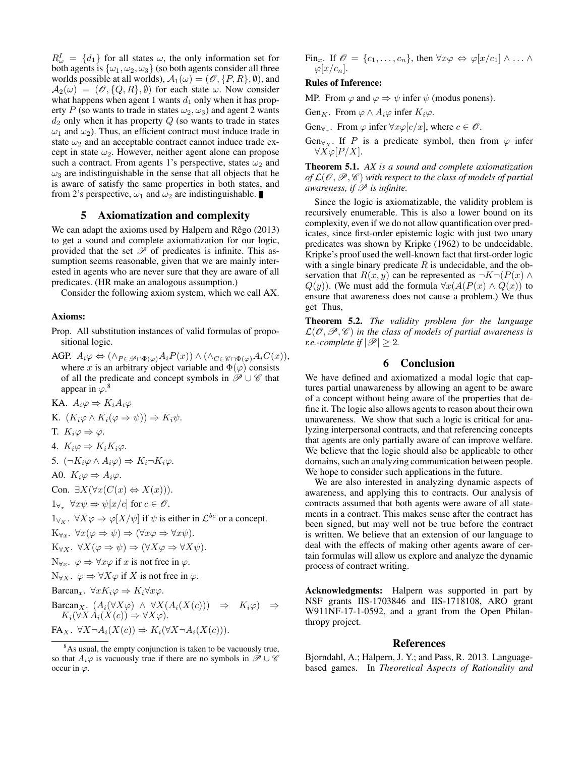$R^I_\omega = \{d_1\}$ for all states $\omega$, the only information set for both agents is $\{\omega_1, \omega_2, \omega_3\}$ (so both agents consider all three worlds possible at all worlds), $\mathcal{A}_1(\omega) = (\mathscr{O}, \{P, R\}, \emptyset)$, and $\mathcal{A}_2(\omega) = (\mathscr{O}, \{Q, R\}, \emptyset)$ for each state $\omega$. Now consider what happens when agent 1 wants $d_1$ only when it has property $P$ (so wants to trade in states $\omega_2, \omega_3$) and agent 2 wants $d_2$ only when it has property $Q$ (so wants to trade in states $\omega_1$ and $\omega_2$). Thus, an efficient contract must induce trade in state $\omega_2$ and an acceptable contract cannot induce trade except in state $\omega_2$. However, neither agent alone can propose such a contract. From agents 1's perspective, states $\omega_2$ and $\omega_3$ are indistinguishable in the sense that all objects that he is aware of satisfy the same properties in both states, and from 2's perspective, $\omega_1$ and $\omega_2$ are indistinguishable. ∎

## 5 Axiomatization and complexity

We can adapt the axioms used by Halpern and Rêgo (2013) to get a sound and complete axiomatization for our logic, provided that the set $\mathscr{P}$ of predicates is infinite. This assumption seems reasonable, given that we are mainly interested in agents who are never sure that they are aware of all predicates. (HR make an analogous assumption.)

Consider the following axiom system, which we call AX.

**Axioms:**

Prop. All substitution instances of valid formulas of propositional logic.

AGP. $A_i\varphi \Leftrightarrow (\wedge_{P \in \mathscr{P} \cap \Phi(\varphi)} A_i P(x)) \wedge (\wedge_{C \in \mathscr{C} \cap \Phi(\varphi)} A_i C(x))$, where $x$ is an arbitrary object variable and $\Phi(\varphi)$ consists of all the predicate and concept symbols in $\mathscr{P} \cup \mathscr{C}$ that appear in $\varphi$.[8]

KA. $A_i\varphi \Rightarrow K_i A_i \varphi$

K. $(K_i\varphi \wedge K_i(\varphi \Rightarrow \psi)) \Rightarrow K_i\psi$.

T. $K_i\varphi \Rightarrow \varphi$.

4. $K_i\varphi \Rightarrow K_i K_i \varphi$.

5. $(\neg K_i\varphi \wedge A_i\varphi) \Rightarrow K_i \neg K_i \varphi$.

A0. $K_i\varphi \Rightarrow A_i\varphi$.

Con. $\exists X(\forall x(C(x) \Leftrightarrow X(x)))$.

$1_{\forall_x}$ $\forall x \psi \Rightarrow \psi[x/c]$ for $c \in \mathscr{O}$.

$1_{\forall_X}$. $\forall X\varphi \Rightarrow \varphi[X/\psi]$ if $\psi$ is either in $\mathcal{L}^{bc}$ or a concept.

$\mathrm{K}_{\forall x}$. $\forall x(\varphi \Rightarrow \psi) \Rightarrow (\forall x \varphi \Rightarrow \forall x \psi)$.

$\mathrm{K}_{\forall X}$. $\forall X(\varphi \Rightarrow \psi) \Rightarrow (\forall X \varphi \Rightarrow \forall X \psi)$.

$\mathrm{N}_{\forall x}$. $\varphi \Rightarrow \forall x \varphi$ if $x$ is not free in $\varphi$.

$\mathrm{N}_{\forall X}$. $\varphi \Rightarrow \forall X \varphi$ if $X$ is not free in $\varphi$.

$\mathrm{Barcan}_x$. $\forall x K_i \varphi \Rightarrow K_i \forall x \varphi$.

$\mathrm{Barcan}_X$. $(A_i(\forall X\varphi) \wedge \forall X(A_i(X(c))) \Rightarrow K_i\varphi) \Rightarrow K_i(\forall X A_i(X(c)) \Rightarrow \forall X \varphi)$.

$\mathrm{FA}_X$. $\forall X \neg A_i(X(c)) \Rightarrow K_i(\forall X \neg A_i(X(c)))$.

$\mathrm{Fin}_x$. If $\mathscr{O} = \{c_1, \ldots, c_n\}$, then $\forall x \varphi \Leftrightarrow \varphi[x/c_1] \wedge \ldots \wedge \varphi[x/c_n]$.

**Rules of Inference:**

MP. From $\varphi$ and $\varphi \Rightarrow \psi$ infer $\psi$ (modus ponens).

$\mathrm{Gen}_K$. From $\varphi \wedge A_i\varphi$ infer $K_i\varphi$.

$\mathrm{Gen}_{\forall_x}$. From $\varphi$ infer $\forall x \varphi[c/x]$, where $c \in \mathscr{O}$.

$\mathrm{Gen}_{\forall_X}$. If $P$ is a predicate symbol, then from $\varphi$ infer $\forall X \varphi[P/X]$.

**Theorem 5.1.** *AX is a sound and complete axiomatization of $\mathcal{L}(\mathscr{O}, \mathscr{P}, \mathscr{C})$ with respect to the class of models of partial awareness, if $\mathscr{P}$ is infinite.*

Since the logic is axiomatizable, the validity problem is recursively enumerable. This is also a lower bound on its complexity, even if we do not allow quantification over predicates, since first-order epistemic logic with just two unary predicates was shown by Kripke (1962) to be undecidable. Kripke's proof used the well-known fact that first-order logic with a single binary predicate $R$ is undecidable, and the observation that $R(x, y)$ can be represented as $\neg K \neg(P(x) \wedge Q(y))$. (We must add the formula $\forall x(A(P(x) \wedge Q(x))$ to ensure that awareness does not cause a problem.) We thus get Thus,

**Theorem 5.2.** *The validity problem for the language $\mathcal{L}(\mathscr{O}, \mathscr{P}, \mathscr{C})$ in the class of models of partial awareness is r.e.-complete if $|\mathscr{P}| \geq 2$.*

## 6 Conclusion

We have defined and axiomatized a modal logic that captures partial unawareness by allowing an agent to be aware of a concept without being aware of the properties that define it. The logic also allows agents to reason about their own unawareness. We show that such a logic is critical for analyzing interpersonal contracts, and that referencing concepts that agents are only partially aware of can improve welfare. We believe that the logic should also be applicable to other domains, such an analyzing communication between people. We hope to consider such applications in the future.

We are also interested in analyzing dynamic aspects of awareness, and applying this to contracts. Our analysis of contracts assumed that both agents were aware of all statements in a contract. This makes sense after the contract has been signed, but may well not be true before the contract is written. We believe that an extension of our language to deal with the effects of making other agents aware of certain formulas will allow us explore and analyze the dynamic process of contract writing.

**Acknowledgments:** Halpern was supported in part by NSF grants IIS-1703846 and IIS-1718108, ARO grant W911NF-17-1-0592, and a grant from the Open Philanthropy project.

## References

Bjorndahl, A.; Halpern, J. Y.; and Pass, R. 2013. Language-based games. In *Theoretical Aspects of Rationality and*

[8] As usual, the empty conjunction is taken to be vacuously true, so that $A_i\varphi$ is vacuously true if there are no symbols in $\mathscr{P} \cup \mathscr{C}$ occur in $\varphi$.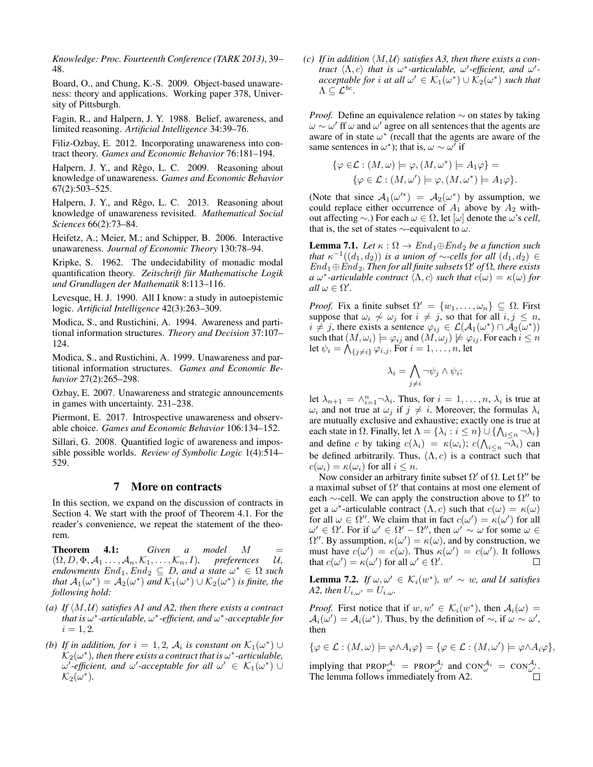Knowledge: Proc. Fourteenth Conference (TARK 2013)*, 39–48.

Board, O., and Chung, K.-S. 2009. Object-based unawareness: theory and applications. Working paper 378, University of Pittsburgh.

Fagin, R., and Halpern, J. Y. 1988. Belief, awareness, and limited reasoning. *Artificial Intelligence* 34:39–76.

Filiz-Ozbay, E. 2012. Incorporating unawareness into contract theory. *Games and Economic Behavior* 76:181–194.

Halpern, J. Y., and Rêgo, L. C. 2009. Reasoning about knowledge of unawareness. *Games and Economic Behavior* 67(2):503–525.

Halpern, J. Y., and Rêgo, L. C. 2013. Reasoning about knowledge of unawareness revisited. *Mathematical Social Sciences* 66(2):73–84.

Heifetz, A.; Meier, M.; and Schipper, B. 2006. Interactive unawareness. *Journal of Economic Theory* 130:78–94.

Kripke, S. 1962. The undecidability of monadic modal quantification theory. *Zeitschrift für Mathematische Logik und Grundlagen der Mathematik* 8:113–116.

Levesque, H. J. 1990. All I know: a study in autoepistemic logic. *Artificial Intelligence* 42(3):263–309.

Modica, S., and Rustichini, A. 1994. Awareness and partitional information structures. *Theory and Decision* 37:107–124.

Modica, S., and Rustichini, A. 1999. Unawareness and partitional information structures. *Games and Economic Behavior* 27(2):265–298.

Ozbay, E. 2007. Unawareness and strategic announcements in games with uncertainty. 231–238.

Piermont, E. 2017. Introspective unawareness and observable choice. *Games and Economic Behavior* 106:134–152.

Sillari, G. 2008. Quantified logic of awareness and impossible possible worlds. *Review of Symbolic Logic* 1(4):514–529.

## 7 More on contracts

In this section, we expand on the discussion of contracts in Section 4. We start with the proof of Theorem 4.1. For the reader's convenience, we repeat the statement of the theorem.

**Theorem 4.1:** *Given a model $M = (\Omega, D, \Phi, \mathcal{A}_1 \ldots, \mathcal{A}_n, \mathcal{K}_1, \ldots, \mathcal{K}_n, I)$, preferences $\mathcal{U}$, endowments $End_1, End_2 \subseteq D$, and a state $\omega^* \in \Omega$ such that $\mathcal{A}_1(\omega^*) = \mathcal{A}_2(\omega^*)$ and $\mathcal{K}_1(\omega^*) \cup \mathcal{K}_2(\omega^*)$ is finite, the following hold:*

*(a) If $\langle M, \mathcal{U}\rangle$ satisfies A1 and A2, then there exists a contract that is $\omega^*$-articulable, $\omega^*$-efficient, and $\omega^*$-acceptable for $i = 1, 2$.*

*(b) If in addition, for $i = 1, 2$, $\mathcal{A}_i$ is constant on $\mathcal{K}_1(\omega^*) \cup \mathcal{K}_2(\omega^*)$, then there exists a contract that is $\omega^*$-articulable, $\omega'$-efficient, and $\omega'$-acceptable for all $\omega' \in \mathcal{K}_1(\omega^*) \cup \mathcal{K}_2(\omega^*)$.*

*(c) If in addition $\langle M, \mathcal{U}\rangle$ satisfies A3, then there exists a contract $\langle \Lambda, c\rangle$ that is $\omega^*$-articulable, $\omega'$-efficient, and $\omega'$-acceptable for $i$ at all $\omega' \in \mathcal{K}_1(\omega^*) \cup \mathcal{K}_2(\omega^*)$ such that $\Lambda \subseteq \mathcal{L}^{bc}$.*

*Proof.* Define an equivalence relation $\sim$ on states by taking $\omega \sim \omega'$ ff $\omega$ and $\omega'$ agree on all sentences that the agents are aware of in state $\omega^*$ (recall that the agents are aware of the same sentences in $\omega^*$); that is, $\omega \sim \omega'$ if

$$\{\varphi \in \mathcal{L} : (M, \omega) \models \varphi, (M, \omega^*) \models A_1\varphi\} = \{\varphi \in \mathcal{L} : (M, \omega') \models \varphi, (M, \omega^*) \models A_1\varphi\}.$$

(Note that since $\mathcal{A}_1(\omega'^*) = \mathcal{A}_2(\omega^*)$ by assumption, we could replace either occurrence of $A_1$ above by $A_2$ without affecting $\sim$.) For each $\omega \in \Omega$, let $[\omega]$ denote the $\omega$'s *cell*, that is, the set of states $\sim$-equivalent to $\omega$.

**Lemma 7.1.** *Let $\kappa : \Omega \to End_1 \oplus End_2$ be a function such that $\kappa^{-1}((d_1, d_2))$ is a union of $\sim$-cells for all $(d_1, d_2) \in End_1 \oplus End_2$. Then for all finite subsets $\Omega'$ of $\Omega$, there exists a $\omega^*$-articulable contract $\langle \Lambda, c\rangle$ such that $c(\omega) = \kappa(\omega)$ for all $\omega \in \Omega'$.*

*Proof.* Fix a finite subset $\Omega' = \{w_1, \ldots, \omega_n\} \subseteq \Omega$. First suppose that $\omega_i \not\sim \omega_j$ for $i \neq j$, so that for all $i, j \leq n$, $i \neq j$, there exists a sentence $\varphi_{ij} \in \mathcal{L}(\mathcal{A}_1(\omega^*) \cap \mathcal{A}_2(\omega^*))$ such that $(M, \omega_i) \models \varphi_{ij}$ and $(M, \omega_j) \not\models \varphi_{ij}$. For each $i \leq n$ let $\psi_i = \bigwedge_{\{j \neq i\}} \varphi_{i,j}$. For $i = 1, \ldots, n$, let

$$\lambda_i = \bigwedge_{j \neq i} \neg\psi_j \wedge \psi_i;$$

let $\lambda_{n+1} = \wedge_{i=1}^n \neg\lambda_i$. Thus, for $i = 1, \ldots, n$, $\lambda_i$ is true at $\omega_i$ and not true at $\omega_j$ if $j \neq i$. Moreover, the formulas $\lambda_i$ are mutually exclusive and exhaustive; exactly one is true at each state in $\Omega$. Finally, let $\Lambda = \{\lambda_i : i \leq n\} \cup \{\bigwedge_{i \leq n} \neg\lambda_i\}$ and define $c$ by taking $c(\lambda_i) = \kappa(\omega_i)$; $c(\bigwedge_{i \leq n} \neg\lambda_i)$ can be defined arbitrarily. Thus, $(\Lambda, c)$ is a contract such that $c(\omega_i) = \kappa(\omega_i)$ for all $i \leq n$.

Now consider an arbitrary finite subset $\Omega'$ of $\Omega$. Let $\Omega''$ be a maximal subset of $\Omega'$ that contains at most one element of each $\sim$-cell. We can apply the construction above to $\Omega''$ to get a $\omega^*$-articulable contract $(\Lambda, c)$ such that $c(\omega) = \kappa(\omega)$ for all $\omega \in \Omega''$. We claim that in fact $c(\omega') = \kappa(\omega')$ for all $\omega' \in \Omega'$. For if $\omega' \in \Omega' - \Omega''$, then $\omega' \sim \omega$ for some $\omega \in \Omega''$. By assumption, $\kappa(\omega') = \kappa(\omega)$, and by construction, we must have $c(\omega') = c(\omega)$. Thus $\kappa(\omega') = c(\omega')$. It follows that $c(\omega') = \kappa(\omega')$ for all $\omega' \in \Omega'$. $\square$

**Lemma 7.2.** *If $\omega, \omega' \in \mathcal{K}_i(w^*)$, $w' \sim w$, and $\mathcal{U}$ satisfies A2, then $U_{i,\omega'} = U_{i,\omega}$.*

*Proof.* First notice that if $w, w' \in \mathcal{K}_i(w^*)$, then $\mathcal{A}_i(\omega) = \mathcal{A}_i(\omega') = \mathcal{A}_i(\omega^*)$. Thus, by the definition of $\sim$, if $\omega \sim \omega'$, then

$$\{\varphi \in \mathcal{L} : (M, \omega) \models \varphi \wedge A_i\varphi\} = \{\varphi \in \mathcal{L} : (M, \omega') \models \varphi \wedge A_i\varphi\},$$

implying that $\text{PROP}_{\omega}^{\mathcal{A}_i} = \text{PROP}_{\omega'}^{\mathcal{A}_i}$ and $\text{CON}_{\omega}^{\mathcal{A}_i} = \text{CON}_{\omega'}^{\mathcal{A}_i}$. The lemma follows immediately from A2. $\square$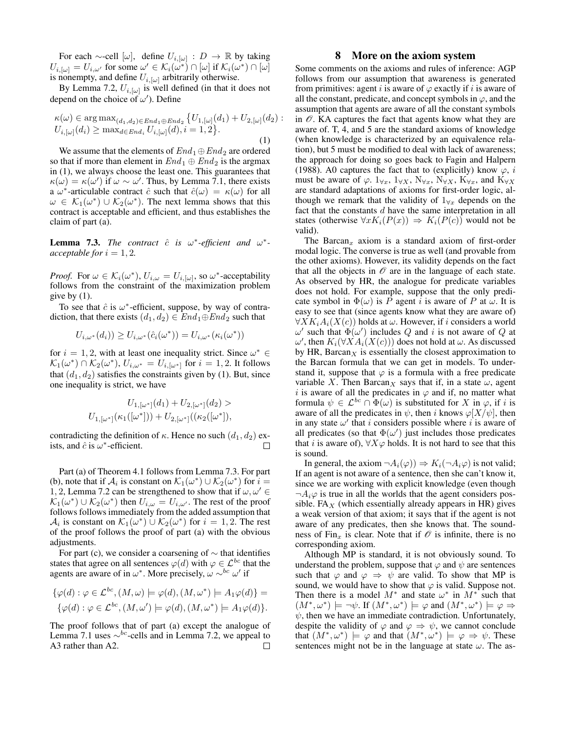For each $\sim$-cell $[\omega]$, define $U_{i,[\omega]} : D \to \mathbb{R}$ by taking $U_{i,[\omega]} = U_{i,\omega'}$ for some $\omega' \in \mathcal{K}_i(\omega^*) \cap [\omega]$ if $\mathcal{K}_i(\omega^*) \cap [\omega]$ is nonempty, and define $U_{i,[\omega]}$ arbitrarily otherwise.

By Lemma 7.2, $U_{i,[\omega]}$ is well defined (in that it does not depend on the choice of $\omega'$). Define

$$\kappa(\omega) \in \arg\max_{(d_1,d_2)\in End_1 \oplus End_2} \big\{U_{1,[\omega]}(d_1) + U_{2,[\omega]}(d_2) : U_{i,[\omega]}(d_i) \geq \max_{d \in End_i} U_{i,[\omega]}(d), i = 1,2\big\}. \tag{1}$$

We assume that the elements of $End_1 \oplus End_2$ are ordered so that if more than element in $End_1 \oplus End_2$ is the argmax in (1), we always choose the least one. This guarantees that $\kappa(\omega) = \kappa(\omega')$ if $\omega \sim \omega'$. Thus, by Lemma 7.1, there exists a $\omega^*$-articulable contract $\hat{c}$ such that $\hat{c}(\omega) = \kappa(\omega)$ for all $\omega \in \mathcal{K}_1(\omega^*) \cup \mathcal{K}_2(\omega^*)$. The next lemma shows that this contract is acceptable and efficient, and thus establishes the claim of part (a).

**Lemma 7.3.** *The contract $\hat{c}$ is $\omega^*$-efficient and $\omega^*$-acceptable for $i = 1, 2$.*

*Proof.* For $\omega \in \mathcal{K}_i(\omega^*)$, $U_{i,\omega} = U_{i,[\omega]}$, so $\omega^*$-acceptability follows from the constraint of the maximization problem give by (1).

To see that $\hat{c}$ is $\omega^*$-efficient, suppose, by way of contradiction, that there exists $(d_1, d_2) \in End_1 \oplus End_2$ such that

$$U_{i,\omega^*}(d_i)) \geq U_{i,\omega^*}(\hat{c}_i(\omega^*)) = U_{i,\omega^*}(\kappa_i(\omega^*))$$

for $i = 1, 2$, with at least one inequality strict. Since $\omega^* \in \mathcal{K}_1(\omega^*) \cap \mathcal{K}_2(\omega^*)$, $U_{i,\omega^*} = U_{i,[\omega^*]}$ for $i = 1, 2$. It follows that $(d_1, d_2)$ satisfies the constraints given by (1). But, since one inequality is strict, we have

$$U_{1,[\omega^*]}(d_1) + U_{2,[\omega^*]}(d_2) > U_{1,[\omega^*]}(\kappa_1([\omega^*])) + U_{2,[\omega^*]}((\kappa_2([\omega^*]),$$

contradicting the definition of $\kappa$. Hence no such $(d_1, d_2)$ exists, and $\hat{c}$ is $\omega^*$-efficient. ∎

Part (a) of Theorem 4.1 follows from Lemma 7.3. For part (b), note that if $\mathcal{A}_i$ is constant on $\mathcal{K}_1(\omega^*) \cup \mathcal{K}_2(\omega^*)$ for $i = 1, 2$, Lemma 7.2 can be strengthened to show that if $\omega, \omega' \in \mathcal{K}_1(\omega^*) \cup \mathcal{K}_2(\omega^*)$ then $U_{i,\omega} = U_{i,\omega'}$. The rest of the proof follows follows immediately from the added assumption that $\mathcal{A}_i$ is constant on $\mathcal{K}_1(\omega^*) \cup \mathcal{K}_2(\omega^*)$ for $i = 1, 2$. The rest of the proof follows the proof of part (a) with the obvious adjustments.

For part (c), we consider a coarsening of $\sim$ that identifies states that agree on all sentences $\varphi(d)$ with $\varphi \in \mathcal{L}^{bc}$ that the agents are aware of in $\omega^*$. More precisely, $\omega \sim^{bc} \omega'$ if

$$\{\varphi(d) : \varphi \in \mathcal{L}^{bc}, (M, \omega) \models \varphi(d), (M, \omega^*) \models A_1\varphi(d)\} = \{\varphi(d) : \varphi \in \mathcal{L}^{bc}, (M, \omega') \models \varphi(d), (M, \omega^*) \models A_1\varphi(d)\}.$$

The proof follows that of part (a) except the analogue of Lemma 7.1 uses $\sim^{bc}$-cells and in Lemma 7.2, we appeal to A3 rather than A2. ∎

# 8 More on the axiom system

Some comments on the axioms and rules of inference: AGP follows from our assumption that awareness is generated from primitives: agent $i$ is aware of $\varphi$ exactly if $i$ is aware of all the constant, predicate, and concept symbols in $\varphi$, and the assumption that agents are aware of all the constant symbols in $\mathscr{O}$. KA captures the fact that agents know what they are aware of. T, 4, and 5 are the standard axioms of knowledge (when knowledge is characterized by an equivalence relation), but 5 must be modified to deal with lack of awareness; the approach for doing so goes back to Fagin and Halpern (1988). A0 captures the fact that to (explicitly) know $\varphi$, $i$ must be aware of $\varphi$. $1_{\forall x}$, $1_{\forall X}$, $\text{N}_{\forall x}$, $\text{N}_{\forall X}$, $\text{K}_{\forall x}$, and $\text{K}_{\forall X}$ are standard adaptations of axioms for first-order logic, although we remark that the validity of $1_{\forall x}$ depends on the fact that the constants $d$ have the same interpretation in all states (otherwise $\forall x K_i(P(x)) \Rightarrow K_i(P(c))$ would not be valid).

The $\text{Barcan}_x$ axiom is a standard axiom of first-order modal logic. The converse is true as well (and provable from the other axioms). However, its validity depends on the fact that all the objects in $\mathscr{O}$ are in the language of each state. As observed by HR, the analogue for predicate variables does not hold. For example, suppose that the only predicate symbol in $\Phi(\omega)$ is $P$ agent $i$ is aware of $P$ at $\omega$. It is easy to see that (since agents know what they are aware of) $\forall X K_i A_i(X(c))$ holds at $\omega$. However, if $i$ considers a world $\omega'$ such that $\Phi(\omega')$ includes $Q$ and $i$ is not aware of $Q$ at $\omega'$, then $K_i(\forall X A_i(X(c)))$ does not hold at $\omega$. As discussed by HR, $\text{Barcan}_X$ is essentially the closest approximation to the Barcan formula that we can get in models. To understand it, suppose that $\varphi$ is a formula with a free predicate variable $X$. Then $\text{Barcan}_X$ says that if, in a state $\omega$, agent $i$ is aware of all the predicates in $\varphi$ and if, no matter what formula $\psi \in \mathcal{L}^{bc} \cap \Phi(\omega)$ is substituted for $X$ in $\varphi$, if $i$ is aware of all the predicates in $\psi$, then $i$ knows $\varphi[X/\psi]$, then in any state $\omega'$ that $i$ considers possible where $i$ is aware of all predicates (so that $\Phi(\omega')$ just includes those predicates that $i$ is aware of), $\forall X\varphi$ holds. It is not hard to see that this is sound.

In general, the axiom $\neg A_i(\varphi)) \Rightarrow K_i(\neg A_i\varphi)$ is not valid; If an agent is not aware of a sentence, then she can't know it, since we are working with explicit knowledge (even though $\neg A_i\varphi$ is true in all the worlds that the agent considers possible. $\text{FA}_X$ (which essentially already appears in HR) gives a weak version of that axiom; it says that if the agent is not aware of any predicates, then she knows that. The soundness of $\text{Fin}_x$ is clear. Note that if $\mathscr{O}$ is infinite, there is no corresponding axiom.

Although MP is standard, it is not obviously sound. To understand the problem, suppose that $\varphi$ and $\psi$ are sentences such that $\varphi$ and $\varphi \Rightarrow \psi$ are valid. To show that MP is sound, we would have to show that $\varphi$ is valid. Suppose not. Then there is a model $M^*$ and state $\omega^*$ in $M^*$ such that $(M^*, \omega^*) \models \neg\psi$. If $(M^*, \omega^*) \models \varphi$ and $(M^*, \omega^*) \models \varphi \Rightarrow \psi$, then we have an immediate contradiction. Unfortunately, despite the validity of $\varphi$ and $\varphi \Rightarrow \psi$, we cannot conclude that $(M^*, \omega^*) \models \varphi$ and that $(M^*, \omega^*) \models \varphi \Rightarrow \psi$. These sentences might not be in the language at state $\omega$. The as-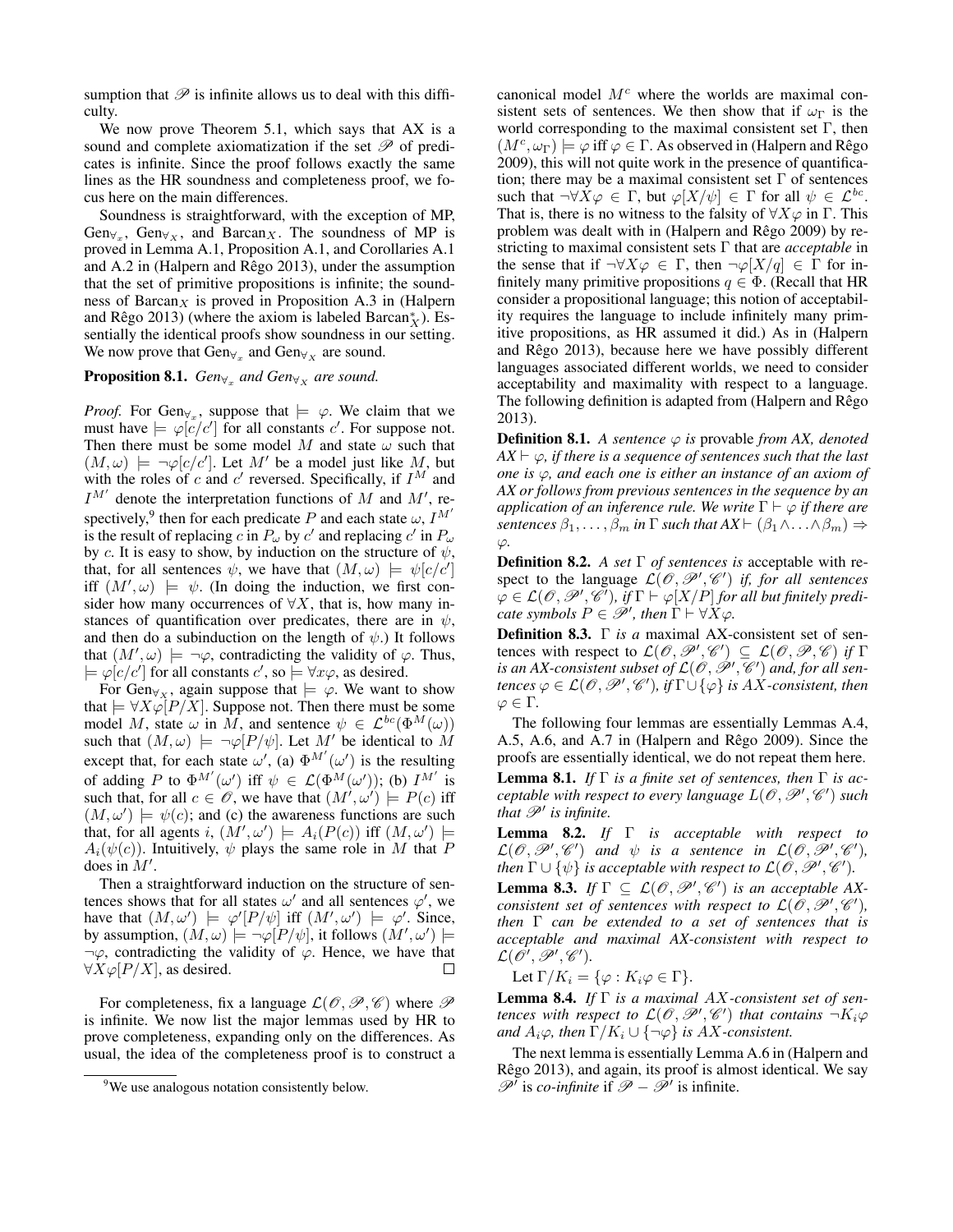sumption that $\mathscr{P}$ is infinite allows us to deal with this difficulty.

We now prove Theorem 5.1, which says that AX is a sound and complete axiomatization if the set $\mathscr{P}$ of predicates is infinite. Since the proof follows exactly the same lines as the HR soundness and completeness proof, we focus here on the main differences.

Soundness is straightforward, with the exception of MP, $\text{Gen}_{\forall_x}$, $\text{Gen}_{\forall_X}$, and $\text{Barcan}_X$. The soundness of MP is proved in Lemma A.1, Proposition A.1, and Corollaries A.1 and A.2 in (Halpern and Rêgo 2013), under the assumption that the set of primitive propositions is infinite; the soundness of $\text{Barcan}_X$ is proved in Proposition A.3 in (Halpern and Rêgo 2013) (where the axiom is labeled $\text{Barcan}^*_X$). Essentially the identical proofs show soundness in our setting. We now prove that $\text{Gen}_{\forall_x}$ and $\text{Gen}_{\forall_X}$ are sound.

**Proposition 8.1.** *$\text{Gen}_{\forall_x}$ and $\text{Gen}_{\forall_X}$ are sound.*

*Proof.* For $\text{Gen}_{\forall_x}$, suppose that $\models \varphi$. We claim that we must have $\models \varphi[c/c']$ for all constants $c'$. For suppose not. Then there must be some model $M$ and state $\omega$ such that $(M, \omega) \models \neg\varphi[c/c']$. Let $M'$ be a model just like $M$, but with the roles of $c$ and $c'$ reversed. Specifically, if $I^M$ and $I^{M'}$ denote the interpretation functions of $M$ and $M'$, respectively,[9] then for each predicate $P$ and each state $\omega$, $I^{M'}$ is the result of replacing $c$ in $P_\omega$ by $c'$ and replacing $c'$ in $P_\omega$ by $c$. It is easy to show, by induction on the structure of $\psi$, that, for all sentences $\psi$, we have that $(M, \omega) \models \psi[c/c']$ iff $(M', \omega) \models \psi$. (In doing the induction, we first consider how many occurrences of $\forall X$, that is, how many instances of quantification over predicates, there are in $\psi$, and then do a subinduction on the length of $\psi$.) It follows that $(M', \omega) \models \neg\varphi$, contradicting the validity of $\varphi$. Thus, $\models \varphi[c/c']$ for all constants $c'$, so $\models \forall x\varphi$, as desired.

For $\text{Gen}_{\forall_X}$, again suppose that $\models \varphi$. We want to show that $\models \forall X\varphi[P/X]$. Suppose not. Then there must be some model $M$, state $\omega$ in $M$, and sentence $\psi \in \mathcal{L}^{bc}(\Phi^M(\omega))$ such that $(M, \omega) \models \neg\varphi[P/\psi]$. Let $M'$ be identical to $M$ except that, for each state $\omega'$, (a) $\Phi^{M'}(\omega')$ is the resulting of adding $P$ to $\Phi^{M'}(\omega')$ iff $\psi \in \mathcal{L}(\Phi^M(\omega'))$; (b) $I^{M'}$ is such that, for all $c \in \mathscr{O}$, we have that $(M', \omega') \models P(c)$ iff $(M, \omega') \models \psi(c)$; and (c) the awareness functions are such that, for all agents $i$, $(M', \omega') \models A_i(P(c))$ iff $(M, \omega') \models A_i(\psi(c))$. Intuitively, $\psi$ plays the same role in $M$ that $P$ does in $M'$.

Then a straightforward induction on the structure of sentences shows that for all states $\omega'$ and all sentences $\varphi'$, we have that $(M, \omega') \models \varphi'[P/\psi]$ iff $(M', \omega') \models \varphi'$. Since, by assumption, $(M, \omega) \models \neg\varphi[P/\psi]$, it follows $(M', \omega) \models \neg\varphi$, contradicting the validity of $\varphi$. Hence, we have that $\forall X\varphi[P/X]$, as desired. □

For completeness, fix a language $\mathcal{L}(\mathscr{O}, \mathscr{P}, \mathscr{C})$ where $\mathscr{P}$ is infinite. We now list the major lemmas used by HR to prove completeness, expanding only on the differences. As usual, the idea of the completeness proof is to construct a canonical model $M^c$ where the worlds are maximal consistent sets of sentences. We then show that if $\omega_\Gamma$ is the world corresponding to the maximal consistent set $\Gamma$, then $(M^c, \omega_\Gamma) \models \varphi$ iff $\varphi \in \Gamma$. As observed in (Halpern and Rêgo 2009), this will not quite work in the presence of quantification; there may be a maximal consistent set $\Gamma$ of sentences such that $\neg\forall X\varphi \in \Gamma$, but $\varphi[X/\psi] \in \Gamma$ for all $\psi \in \mathcal{L}^{bc}$. That is, there is no witness to the falsity of $\forall X\varphi$ in $\Gamma$. This problem was dealt with in (Halpern and Rêgo 2009) by restricting to maximal consistent sets $\Gamma$ that are *acceptable* in the sense that if $\neg\forall X\varphi \in \Gamma$, then $\neg\varphi[X/q] \in \Gamma$ for infinitely many primitive propositions $q \in \Phi$. (Recall that HR consider a propositional language; this notion of acceptability requires the language to include infinitely many primitive propositions, as HR assumed it did.) As in (Halpern and Rêgo 2013), because here we have possibly different languages associated different worlds, we need to consider acceptability and maximality with respect to a language. The following definition is adapted from (Halpern and Rêgo 2013).

**Definition 8.1.** *A sentence $\varphi$ is* provable *from AX, denoted $AX \vdash \varphi$, if there is a sequence of sentences such that the last one is $\varphi$, and each one is either an instance of an axiom of AX or follows from previous sentences in the sequence by an application of an inference rule. We write $\Gamma \vdash \varphi$ if there are sentences $\beta_1, \ldots, \beta_m$ in $\Gamma$ such that $AX \vdash (\beta_1 \wedge \ldots \wedge \beta_m) \Rightarrow \varphi$.*

**Definition 8.2.** *A set $\Gamma$ of sentences is* acceptable with respect to the language $\mathcal{L}(\mathscr{O}, \mathscr{P}', \mathscr{C}')$ *if, for all sentences $\varphi \in \mathcal{L}(\mathscr{O}, \mathscr{P}', \mathscr{C}')$, if $\Gamma \vdash \varphi[X/P]$ for all but finitely predicate symbols $P \in \mathscr{P}'$, then $\Gamma \vdash \forall X\varphi$.*

**Definition 8.3.** *$\Gamma$ is a* maximal AX-consistent set of sentences with respect to $\mathcal{L}(\mathscr{O}, \mathscr{P}', \mathscr{C}') \subseteq \mathcal{L}(\mathscr{O}, \mathscr{P}, \mathscr{C})$ *if $\Gamma$ is an AX-consistent subset of $\mathcal{L}(\mathscr{O}, \mathscr{P}', \mathscr{C}')$ and, for all sentences $\varphi \in \mathcal{L}(\mathscr{O}, \mathscr{P}', \mathscr{C}')$, if $\Gamma \cup \{\varphi\}$ is $AX$-consistent, then $\varphi \in \Gamma$.*

The following four lemmas are essentially Lemmas A.4, A.5, A.6, and A.7 in (Halpern and Rêgo 2009). Since the proofs are essentially identical, we do not repeat them here.

**Lemma 8.1.** *If $\Gamma$ is a finite set of sentences, then $\Gamma$ is acceptable with respect to every language $L(\mathscr{O}, \mathscr{P}', \mathscr{C}')$ such that $\mathscr{P}'$ is infinite.*

**Lemma 8.2.** *If $\Gamma$ is acceptable with respect to $\mathcal{L}(\mathscr{O}, \mathscr{P}', \mathscr{C}')$ and $\psi$ is a sentence in $\mathcal{L}(\mathscr{O}, \mathscr{P}', \mathscr{C}')$, then $\Gamma \cup \{\psi\}$ is acceptable with respect to $\mathcal{L}(\mathscr{O}, \mathscr{P}', \mathscr{C}')$.*

**Lemma 8.3.** *If $\Gamma \subseteq \mathcal{L}(\mathscr{O}, \mathscr{P}', \mathscr{C}')$ is an acceptable AX-consistent set of sentences with respect to $\mathcal{L}(\mathscr{O}, \mathscr{P}', \mathscr{C}')$, then $\Gamma$ can be extended to a set of sentences that is acceptable and maximal AX-consistent with respect to $\mathcal{L}(\mathscr{O}, \mathscr{P}', \mathscr{C}')$.*

Let $\Gamma/K_i = \{\varphi : K_i\varphi \in \Gamma\}$.

**Lemma 8.4.** *If $\Gamma$ is a maximal $AX$-consistent set of sentences with respect to $\mathcal{L}(\mathscr{O}, \mathscr{P}', \mathscr{C}')$ that contains $\neg K_i\varphi$ and $A_i\varphi$, then $\Gamma/K_i \cup \{\neg\varphi\}$ is $AX$-consistent.*

The next lemma is essentially Lemma A.6 in (Halpern and Rêgo 2013), and again, its proof is almost identical. We say $\mathscr{P}'$ is *co-infinite* if $\mathscr{P} - \mathscr{P}'$ is infinite.

[9] We use analogous notation consistently below.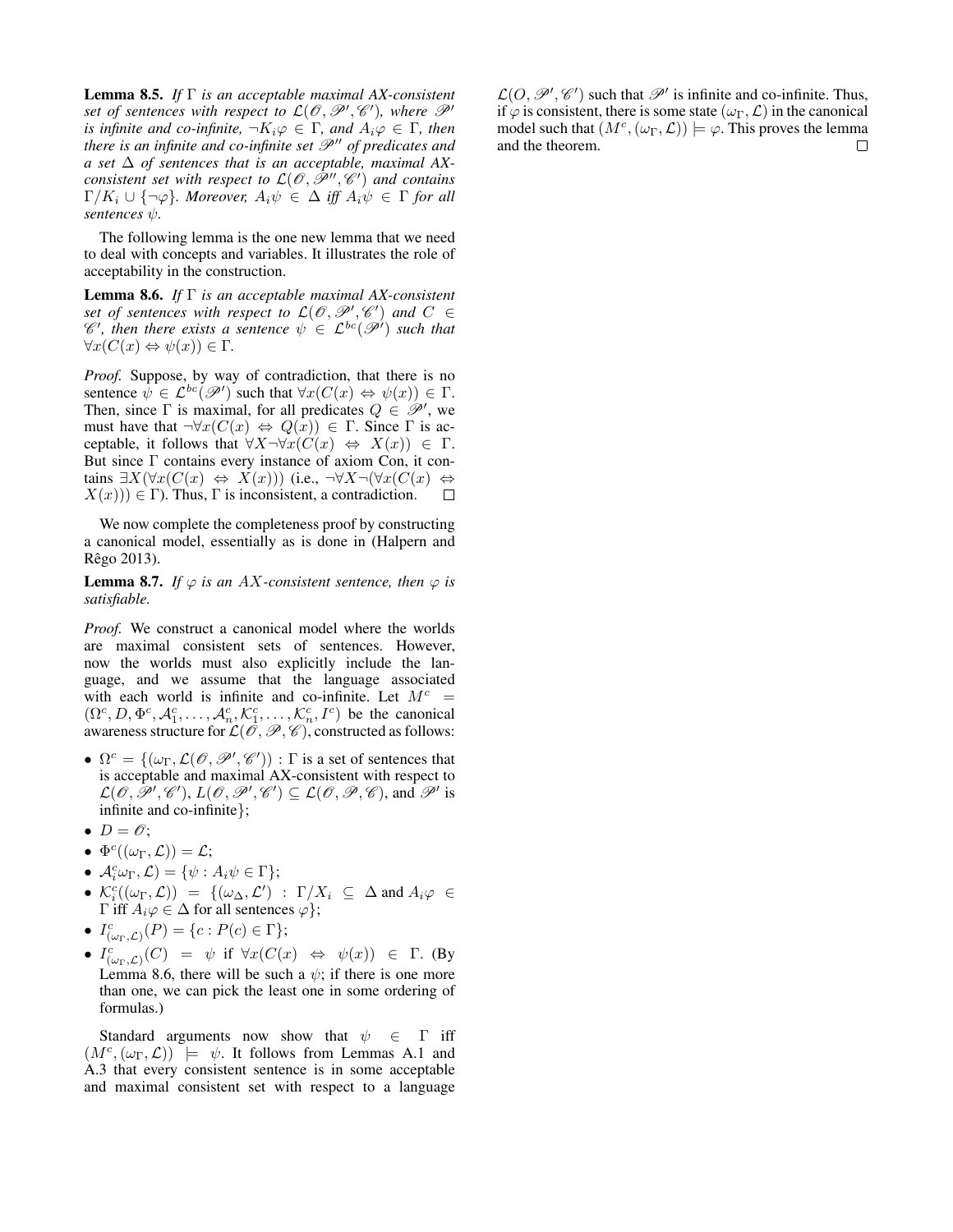**Lemma 8.5.** *If $\Gamma$ is an acceptable maximal AX-consistent set of sentences with respect to $\mathcal{L}(\mathscr{O}, \mathscr{P}', \mathscr{C}')$, where $\mathscr{P}'$ is infinite and co-infinite, $\neg K_i\varphi \in \Gamma$, and $A_i\varphi \in \Gamma$, then there is an infinite and co-infinite set $\mathscr{P}''$ of predicates and a set $\Delta$ of sentences that is an acceptable, maximal AX-consistent set with respect to $\mathcal{L}(\mathscr{O}, \mathscr{P}'', \mathscr{C}')$ and contains $\Gamma/K_i \cup \{\neg\varphi\}$. Moreover, $A_i\psi \in \Delta$ iff $A_i\psi \in \Gamma$ for all sentences $\psi$.*

The following lemma is the one new lemma that we need to deal with concepts and variables. It illustrates the role of acceptability in the construction.

**Lemma 8.6.** *If $\Gamma$ is an acceptable maximal AX-consistent set of sentences with respect to $\mathcal{L}(\mathscr{O}, \mathscr{P}', \mathscr{C}')$ and $C \in \mathscr{C}'$, then there exists a sentence $\psi \in \mathcal{L}^{bc}(\mathscr{P}')$ such that $\forall x(C(x) \Leftrightarrow \psi(x)) \in \Gamma$.*

*Proof.* Suppose, by way of contradiction, that there is no sentence $\psi \in \mathcal{L}^{bc}(\mathscr{P}')$ such that $\forall x(C(x) \Leftrightarrow \psi(x)) \in \Gamma$. Then, since $\Gamma$ is maximal, for all predicates $Q \in \mathscr{P}'$, we must have that $\neg\forall x(C(x) \Leftrightarrow Q(x)) \in \Gamma$. Since $\Gamma$ is acceptable, it follows that $\forall X \neg\forall x(C(x) \Leftrightarrow X(x)) \in \Gamma$. But since $\Gamma$ contains every instance of axiom Con, it contains $\exists X(\forall x(C(x) \Leftrightarrow X(x)))$ (i.e., $\neg\forall X\neg(\forall x(C(x) \Leftrightarrow X(x))) \in \Gamma$). Thus, $\Gamma$ is inconsistent, a contradiction. $\square$

We now complete the completeness proof by constructing a canonical model, essentially as is done in (Halpern and Rêgo 2013).

**Lemma 8.7.** *If $\varphi$ is an $AX$-consistent sentence, then $\varphi$ is satisfiable.*

*Proof.* We construct a canonical model where the worlds are maximal consistent sets of sentences. However, now the worlds must also explicitly include the language, and we assume that the language associated with each world is infinite and co-infinite. Let $M^c = (\Omega^c, D, \Phi^c, \mathcal{A}_1^c, \ldots, \mathcal{A}_n^c, \mathcal{K}_1^c, \ldots, \mathcal{K}_n^c, I^c)$ be the canonical awareness structure for $\mathcal{L}(\mathscr{O}, \mathscr{P}, \mathscr{C})$, constructed as follows:

- $\Omega^c = \{(\omega_\Gamma, \mathcal{L}(\mathscr{O}, \mathscr{P}', \mathscr{C}')) : \Gamma$ is a set of sentences that is acceptable and maximal AX-consistent with respect to $\mathcal{L}(\mathscr{O}, \mathscr{P}', \mathscr{C}')$, $L(\mathscr{O}, \mathscr{P}', \mathscr{C}') \subseteq \mathcal{L}(\mathscr{O}, \mathscr{P}, \mathscr{C})$, and $\mathscr{P}'$ is infinite and co-infinite$\}$;
- $D = \mathscr{O}$;
- $\Phi^c((\omega_\Gamma, \mathcal{L})) = \mathcal{L}$;
- $\mathcal{A}_i^c\omega_\Gamma, \mathcal{L}) = \{\psi : A_i\psi \in \Gamma\}$;
- $\mathcal{K}_i^c((\omega_\Gamma, \mathcal{L})) = \{(\omega_\Delta, \mathcal{L}') : \Gamma/X_i \subseteq \Delta$ and $A_i\varphi \in \Gamma$ iff $A_i\varphi \in \Delta$ for all sentences $\varphi\}$;
- $I^c_{(\omega_\Gamma, \mathcal{L})}(P) = \{c : P(c) \in \Gamma\}$;
- $I^c_{(\omega_\Gamma, \mathcal{L})}(C) = \psi$ if $\forall x(C(x) \Leftrightarrow \psi(x)) \in \Gamma$. (By Lemma 8.6, there will be such a $\psi$; if there is one more than one, we can pick the least one in some ordering of formulas.)

Standard arguments now show that $\psi \in \Gamma$ iff $(M^c, (\omega_\Gamma, \mathcal{L})) \models \psi$. It follows from Lemmas A.1 and A.3 that every consistent sentence is in some acceptable and maximal consistent set with respect to a language $\mathcal{L}(O, \mathscr{P}', \mathscr{C}')$ such that $\mathscr{P}'$ is infinite and co-infinite. Thus, if $\varphi$ is consistent, there is some state $(\omega_\Gamma, \mathcal{L})$ in the canonical model such that $(M^c, (\omega_\Gamma, \mathcal{L})) \models \varphi$. This proves the lemma and the theorem. $\square$